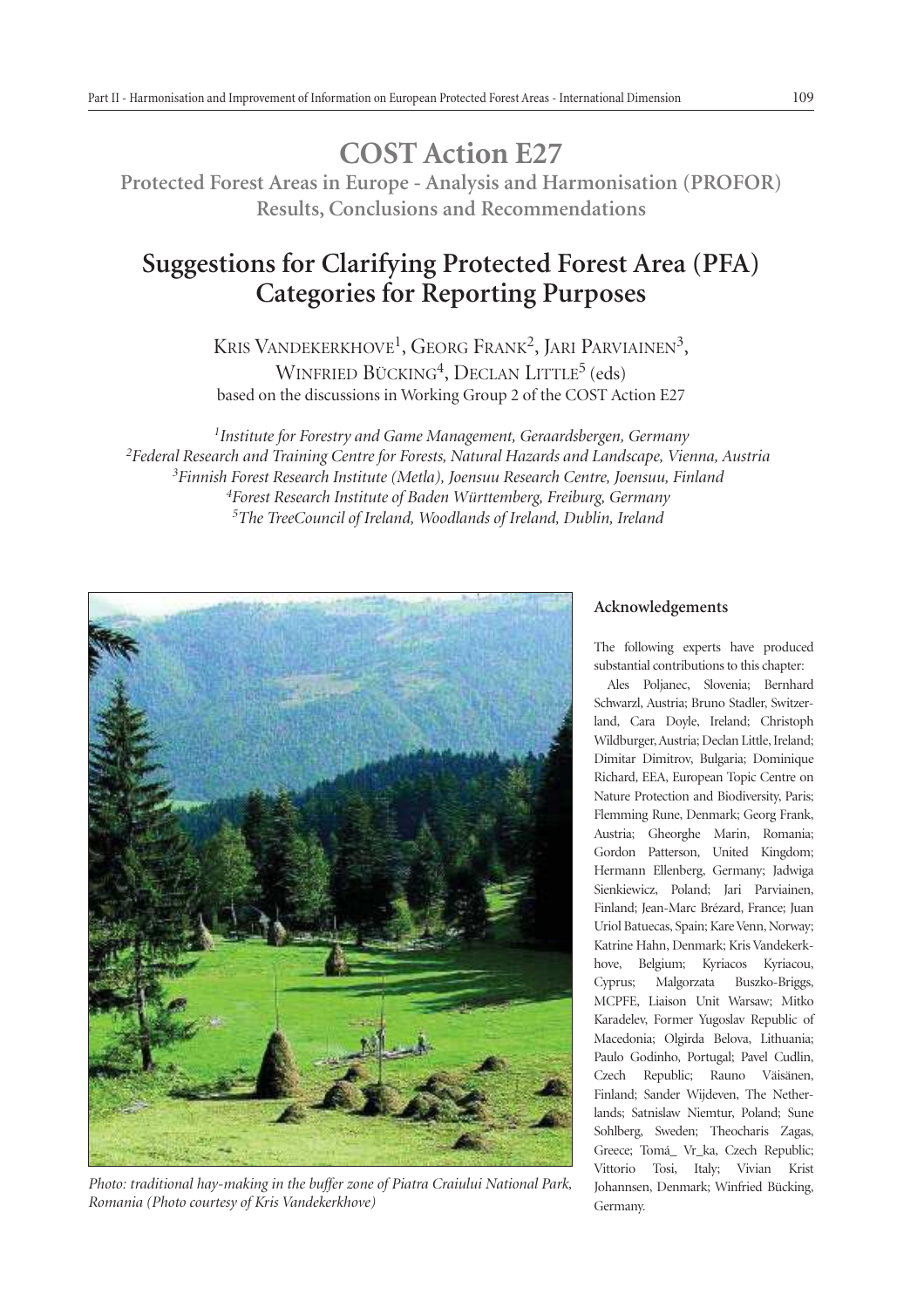# COST Action E27

**Protected Forest Areas in Europe - Analysis and Harmonisation (PROFOR) Results, Conclusions and Recommendations**

## Suggestions for Clarifying Protected Forest Area (PFA) Categories for Reporting Purposes

Kris Vandekerkhove[1], Georg Frank[2], Jari Parviainen[3], Winfried Bücking[4], Declan Little[5] (eds)
based on the discussions in Working Group 2 of the COST Action E27

[1]*Institute for Forestry and Game Management, Geraardsbergen, Germany*
[2]*Federal Research and Training Centre for Forests, Natural Hazards and Landscape, Vienna, Austria*
[3]*Finnish Forest Research Institute (Metla), Joensuu Research Centre, Joensuu, Finland*
[4]*Forest Research Institute of Baden Württemberg, Freiburg, Germany*
[5]*The TreeCouncil of Ireland, Woodlands of Ireland, Dublin, Ireland*

*Photo: traditional hay-making in the buffer zone of Piatra Craiului National Park, Romania (Photo courtesy of Kris Vandekerkhove)*

#### Acknowledgements

The following experts have produced substantial contributions to this chapter:

Ales Poljanec, Slovenia; Bernhard Schwarzl, Austria; Bruno Stadler, Switzerland, Cara Doyle, Ireland; Christoph Wildburger, Austria; Declan Little, Ireland; Dimitar Dimitrov, Bulgaria; Dominique Richard, EEA, European Topic Centre on Nature Protection and Biodiversity, Paris; Flemming Rune, Denmark; Georg Frank, Austria; Gheorghe Marin, Romania; Gordon Patterson, United Kingdom; Hermann Ellenberg, Germany; Jadwiga Sienkiewicz, Poland; Jari Parviainen, Finland; Jean-Marc Brézard, France; Juan Uriol Batuecas, Spain; Kare Venn, Norway; Katrine Hahn, Denmark; Kris Vandekerkhove, Belgium; Kyriacos Kyriacou, Cyprus; Malgorzata Buszko-Briggs, MCPFE, Liaison Unit Warsaw; Mitko Karadelev, Former Yugoslav Republic of Macedonia; Olgirda Belova, Lithuania; Paulo Godinho, Portugal; Pavel Cudlin, Czech Republic; Rauno Väisänen, Finland; Sander Wijdeven, The Netherlands; Satnislaw Niemtur, Poland; Sune Sohlberg, Sweden; Theocharis Zagas, Greece; Tomá_ Vr_ka, Czech Republic; Vittorio Tosi, Italy; Vivian Krist Johannsen, Denmark; Winfried Bücking, Germany.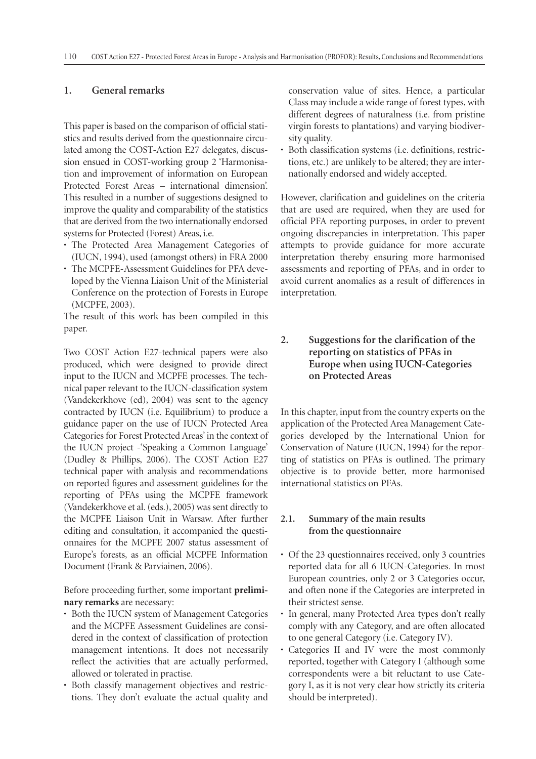## 1. General remarks

This paper is based on the comparison of official statistics and results derived from the questionnaire circulated among the COST-Action E27 delegates, discussion ensued in COST-working group 2 'Harmonisation and improvement of information on European Protected Forest Areas – international dimension'. This resulted in a number of suggestions designed to improve the quality and comparability of the statistics that are derived from the two internationally endorsed systems for Protected (Forest) Areas, i.e.

- The Protected Area Management Categories of (IUCN, 1994), used (amongst others) in FRA 2000
- The MCPFE-Assessment Guidelines for PFA developed by the Vienna Liaison Unit of the Ministerial Conference on the protection of Forests in Europe (MCPFE, 2003).

The result of this work has been compiled in this paper.

Two COST Action E27-technical papers were also produced, which were designed to provide direct input to the IUCN and MCPFE processes. The technical paper relevant to the IUCN-classification system (Vandekerkhove (ed), 2004) was sent to the agency contracted by IUCN (i.e. Equilibrium) to produce a guidance paper on the use of IUCN Protected Area Categories for Forest Protected Areas' in the context of the IUCN project -'Speaking a Common Language' (Dudley & Phillips, 2006). The COST Action E27 technical paper with analysis and recommendations on reported figures and assessment guidelines for the reporting of PFAs using the MCPFE framework (Vandekerkhove et al. (eds.), 2005) was sent directly to the MCPFE Liaison Unit in Warsaw. After further editing and consultation, it accompanied the questionnaires for the MCPFE 2007 status assessment of Europe's forests, as an official MCPFE Information Document (Frank & Parviainen, 2006).

Before proceeding further, some important **preliminary remarks** are necessary:

- Both the IUCN system of Management Categories and the MCPFE Assessment Guidelines are considered in the context of classification of protection management intentions. It does not necessarily reflect the activities that are actually performed, allowed or tolerated in practise.
- Both classify management objectives and restrictions. They don't evaluate the actual quality and conservation value of sites. Hence, a particular Class may include a wide range of forest types, with different degrees of naturalness (i.e. from pristine virgin forests to plantations) and varying biodiversity quality.
- Both classification systems (i.e. definitions, restrictions, etc.) are unlikely to be altered; they are internationally endorsed and widely accepted.

However, clarification and guidelines on the criteria that are used are required, when they are used for official PFA reporting purposes, in order to prevent ongoing discrepancies in interpretation. This paper attempts to provide guidance for more accurate interpretation thereby ensuring more harmonised assessments and reporting of PFAs, and in order to avoid current anomalies as a result of differences in interpretation.

## 2. Suggestions for the clarification of the reporting on statistics of PFAs in Europe when using IUCN-Categories on Protected Areas

In this chapter, input from the country experts on the application of the Protected Area Management Categories developed by the International Union for Conservation of Nature (IUCN, 1994) for the reporting of statistics on PFAs is outlined. The primary objective is to provide better, more harmonised international statistics on PFAs.

### 2.1. Summary of the main results from the questionnaire

- Of the 23 questionnaires received, only 3 countries reported data for all 6 IUCN-Categories. In most European countries, only 2 or 3 Categories occur, and often none if the Categories are interpreted in their strictest sense.
- In general, many Protected Area types don't really comply with any Category, and are often allocated to one general Category (i.e. Category IV).
- Categories II and IV were the most commonly reported, together with Category I (although some correspondents were a bit reluctant to use Category I, as it is not very clear how strictly its criteria should be interpreted).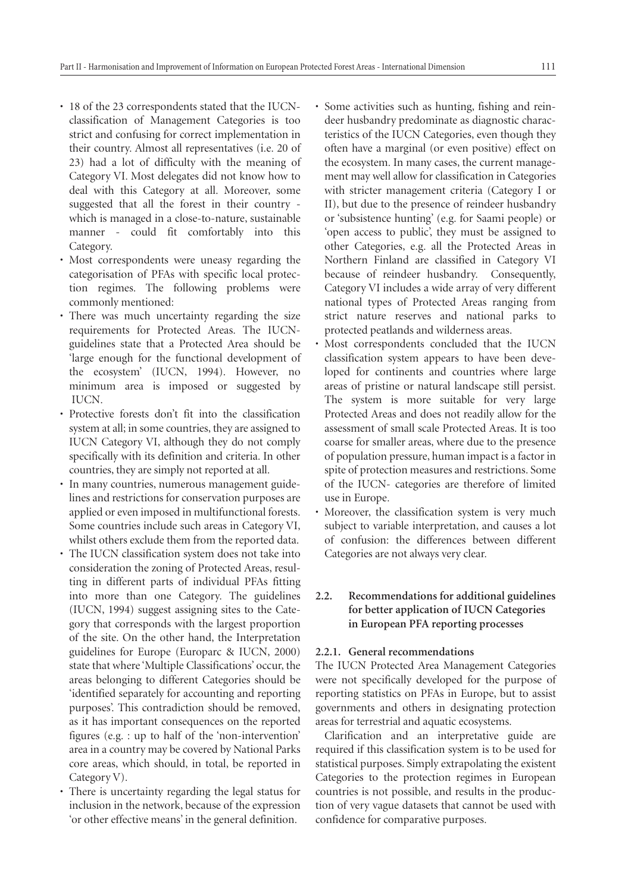- 18 of the 23 correspondents stated that the IUCN-classification of Management Categories is too strict and confusing for correct implementation in their country. Almost all representatives (i.e. 20 of 23) had a lot of difficulty with the meaning of Category VI. Most delegates did not know how to deal with this Category at all. Moreover, some suggested that all the forest in their country - which is managed in a close-to-nature, sustainable manner - could fit comfortably into this Category.
- Most correspondents were uneasy regarding the categorisation of PFAs with specific local protection regimes. The following problems were commonly mentioned:
- There was much uncertainty regarding the size requirements for Protected Areas. The IUCN-guidelines state that a Protected Area should be 'large enough for the functional development of the ecosystem' (IUCN, 1994). However, no minimum area is imposed or suggested by IUCN.
- Protective forests don't fit into the classification system at all; in some countries, they are assigned to IUCN Category VI, although they do not comply specifically with its definition and criteria. In other countries, they are simply not reported at all.
- In many countries, numerous management guidelines and restrictions for conservation purposes are applied or even imposed in multifunctional forests. Some countries include such areas in Category VI, whilst others exclude them from the reported data.
- The IUCN classification system does not take into consideration the zoning of Protected Areas, resulting in different parts of individual PFAs fitting into more than one Category. The guidelines (IUCN, 1994) suggest assigning sites to the Category that corresponds with the largest proportion of the site. On the other hand, the Interpretation guidelines for Europe (Europarc & IUCN, 2000) state that where 'Multiple Classifications' occur, the areas belonging to different Categories should be 'identified separately for accounting and reporting purposes'. This contradiction should be removed, as it has important consequences on the reported figures (e.g. : up to half of the 'non-intervention' area in a country may be covered by National Parks core areas, which should, in total, be reported in Category V).
- There is uncertainty regarding the legal status for inclusion in the network, because of the expression 'or other effective means' in the general definition.
- Some activities such as hunting, fishing and reindeer husbandry predominate as diagnostic characteristics of the IUCN Categories, even though they often have a marginal (or even positive) effect on the ecosystem. In many cases, the current management may well allow for classification in Categories with stricter management criteria (Category I or II), but due to the presence of reindeer husbandry or 'subsistence hunting' (e.g. for Saami people) or 'open access to public', they must be assigned to other Categories, e.g. all the Protected Areas in Northern Finland are classified in Category VI because of reindeer husbandry. Consequently, Category VI includes a wide array of very different national types of Protected Areas ranging from strict nature reserves and national parks to protected peatlands and wilderness areas.
- Most correspondents concluded that the IUCN classification system appears to have been developed for continents and countries where large areas of pristine or natural landscape still persist. The system is more suitable for very large Protected Areas and does not readily allow for the assessment of small scale Protected Areas. It is too coarse for smaller areas, where due to the presence of population pressure, human impact is a factor in spite of protection measures and restrictions. Some of the IUCN- categories are therefore of limited use in Europe.
- Moreover, the classification system is very much subject to variable interpretation, and causes a lot of confusion: the differences between different Categories are not always very clear.

## 2.2. Recommendations for additional guidelines for better application of IUCN Categories in European PFA reporting processes

### 2.2.1. General recommendations

The IUCN Protected Area Management Categories were not specifically developed for the purpose of reporting statistics on PFAs in Europe, but to assist governments and others in designating protection areas for terrestrial and aquatic ecosystems.

Clarification and an interpretative guide are required if this classification system is to be used for statistical purposes. Simply extrapolating the existent Categories to the protection regimes in European countries is not possible, and results in the production of very vague datasets that cannot be used with confidence for comparative purposes.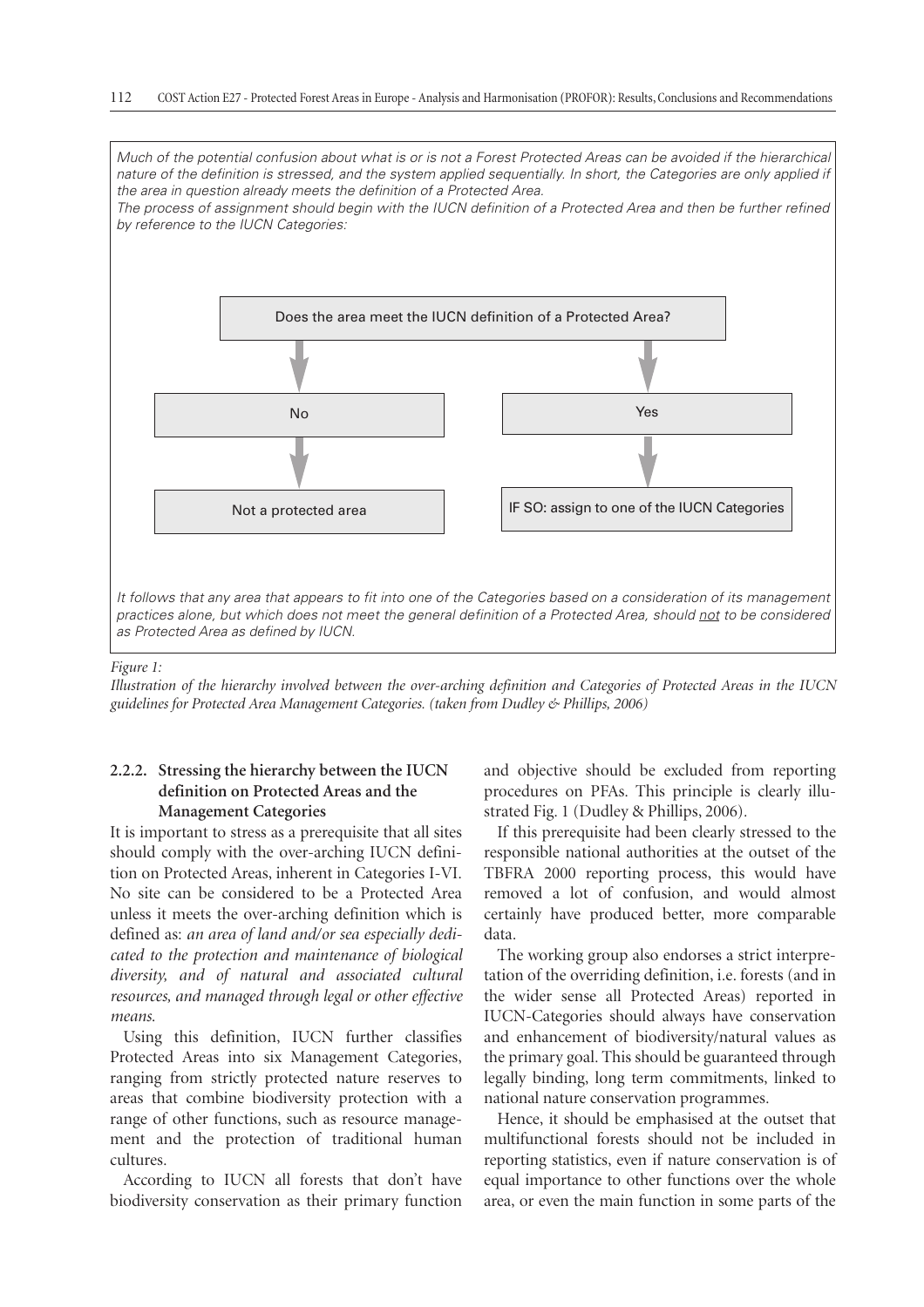*Much of the potential confusion about what is or is not a Forest Protected Areas can be avoided if the hierarchical nature of the definition is stressed, and the system applied sequentially. In short, the Categories are only applied if the area in question already meets the definition of a Protected Area.*
*The process of assignment should begin with the IUCN definition of a Protected Area and then be further refined by reference to the IUCN Categories:*

Does the area meet the IUCN definition of a Protected Area?

- No → Not a protected area
- Yes → IF SO: assign to one of the IUCN Categories

*It follows that any area that appears to fit into one of the Categories based on a consideration of its management practices alone, but which does not meet the general definition of a Protected Area, should not to be considered as Protected Area as defined by IUCN.*

*Figure 1:*
*Illustration of the hierarchy involved between the over-arching definition and Categories of Protected Areas in the IUCN guidelines for Protected Area Management Categories. (taken from Dudley & Phillips, 2006)*

### 2.2.2. Stressing the hierarchy between the IUCN definition on Protected Areas and the Management Categories

It is important to stress as a prerequisite that all sites should comply with the over-arching IUCN definition on Protected Areas, inherent in Categories I-VI. No site can be considered to be a Protected Area unless it meets the over-arching definition which is defined as: *an area of land and/or sea especially dedicated to the protection and maintenance of biological diversity, and of natural and associated cultural resources, and managed through legal or other effective means.*

Using this definition, IUCN further classifies Protected Areas into six Management Categories, ranging from strictly protected nature reserves to areas that combine biodiversity protection with a range of other functions, such as resource management and the protection of traditional human cultures.

According to IUCN all forests that don't have biodiversity conservation as their primary function and objective should be excluded from reporting procedures on PFAs. This principle is clearly illustrated Fig. 1 (Dudley & Phillips, 2006).

If this prerequisite had been clearly stressed to the responsible national authorities at the outset of the TBFRA 2000 reporting process, this would have removed a lot of confusion, and would almost certainly have produced better, more comparable data.

The working group also endorses a strict interpretation of the overriding definition, i.e. forests (and in the wider sense all Protected Areas) reported in IUCN-Categories should always have conservation and enhancement of biodiversity/natural values as the primary goal. This should be guaranteed through legally binding, long term commitments, linked to national nature conservation programmes.

Hence, it should be emphasised at the outset that multifunctional forests should not be included in reporting statistics, even if nature conservation is of equal importance to other functions over the whole area, or even the main function in some parts of the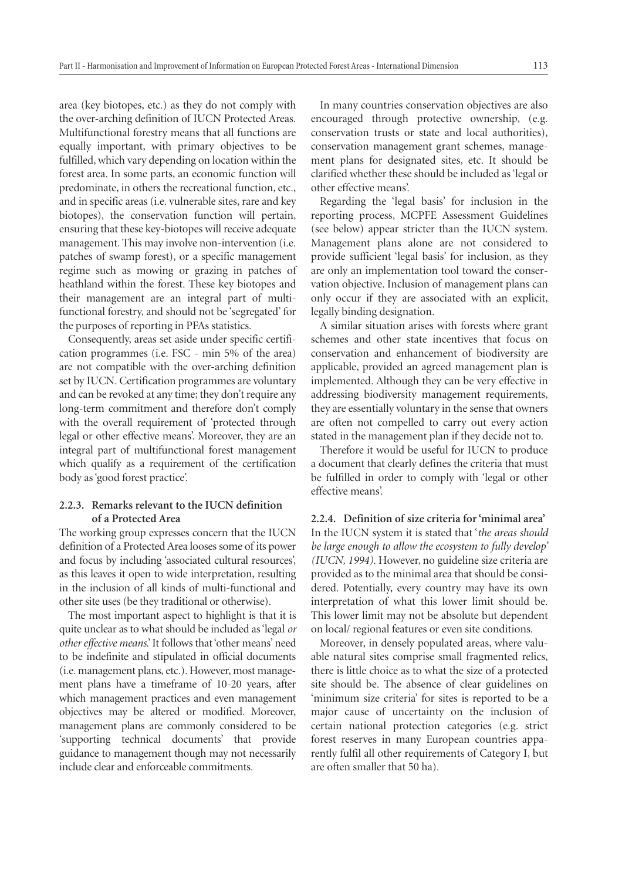area (key biotopes, etc.) as they do not comply with the over-arching definition of IUCN Protected Areas. Multifunctional forestry means that all functions are equally important, with primary objectives to be fulfilled, which vary depending on location within the forest area. In some parts, an economic function will predominate, in others the recreational function, etc., and in specific areas (i.e. vulnerable sites, rare and key biotopes), the conservation function will pertain, ensuring that these key-biotopes will receive adequate management. This may involve non-intervention (i.e. patches of swamp forest), or a specific management regime such as mowing or grazing in patches of heathland within the forest. These key biotopes and their management are an integral part of multifunctional forestry, and should not be 'segregated' for the purposes of reporting in PFAs statistics.

Consequently, areas set aside under specific certification programmes (i.e. FSC - min 5% of the area) are not compatible with the over-arching definition set by IUCN. Certification programmes are voluntary and can be revoked at any time; they don't require any long-term commitment and therefore don't comply with the overall requirement of 'protected through legal or other effective means'. Moreover, they are an integral part of multifunctional forest management which qualify as a requirement of the certification body as 'good forest practice'.

### 2.2.3. Remarks relevant to the IUCN definition of a Protected Area

The working group expresses concern that the IUCN definition of a Protected Area looses some of its power and focus by including 'associated cultural resources', as this leaves it open to wide interpretation, resulting in the inclusion of all kinds of multi-functional and other site uses (be they traditional or otherwise).

The most important aspect to highlight is that it is quite unclear as to what should be included as 'legal *or other effective means*.' It follows that 'other means' need to be indefinite and stipulated in official documents (i.e. management plans, etc.). However, most management plans have a timeframe of 10-20 years, after which management practices and even management objectives may be altered or modified. Moreover, management plans are commonly considered to be 'supporting technical documents' that provide guidance to management though may not necessarily include clear and enforceable commitments.

In many countries conservation objectives are also encouraged through protective ownership, (e.g. conservation trusts or state and local authorities), conservation management grant schemes, management plans for designated sites, etc. It should be clarified whether these should be included as 'legal or other effective means'.

Regarding the 'legal basis' for inclusion in the reporting process, MCPFE Assessment Guidelines (see below) appear stricter than the IUCN system. Management plans alone are not considered to provide sufficient 'legal basis' for inclusion, as they are only an implementation tool toward the conservation objective. Inclusion of management plans can only occur if they are associated with an explicit, legally binding designation.

A similar situation arises with forests where grant schemes and other state incentives that focus on conservation and enhancement of biodiversity are applicable, provided an agreed management plan is implemented. Although they can be very effective in addressing biodiversity management requirements, they are essentially voluntary in the sense that owners are often not compelled to carry out every action stated in the management plan if they decide not to.

Therefore it would be useful for IUCN to produce a document that clearly defines the criteria that must be fulfilled in order to comply with 'legal or other effective means'.

### 2.2.4. Definition of size criteria for 'minimal area'

In the IUCN system it is stated that '*the areas should be large enough to allow the ecosystem to fully develop*' *(IUCN, 1994).* However, no guideline size criteria are provided as to the minimal area that should be considered. Potentially, every country may have its own interpretation of what this lower limit should be. This lower limit may not be absolute but dependent on local/ regional features or even site conditions.

Moreover, in densely populated areas, where valuable natural sites comprise small fragmented relics, there is little choice as to what the size of a protected site should be. The absence of clear guidelines on 'minimum size criteria' for sites is reported to be a major cause of uncertainty on the inclusion of certain national protection categories (e.g. strict forest reserves in many European countries apparently fulfil all other requirements of Category I, but are often smaller that 50 ha).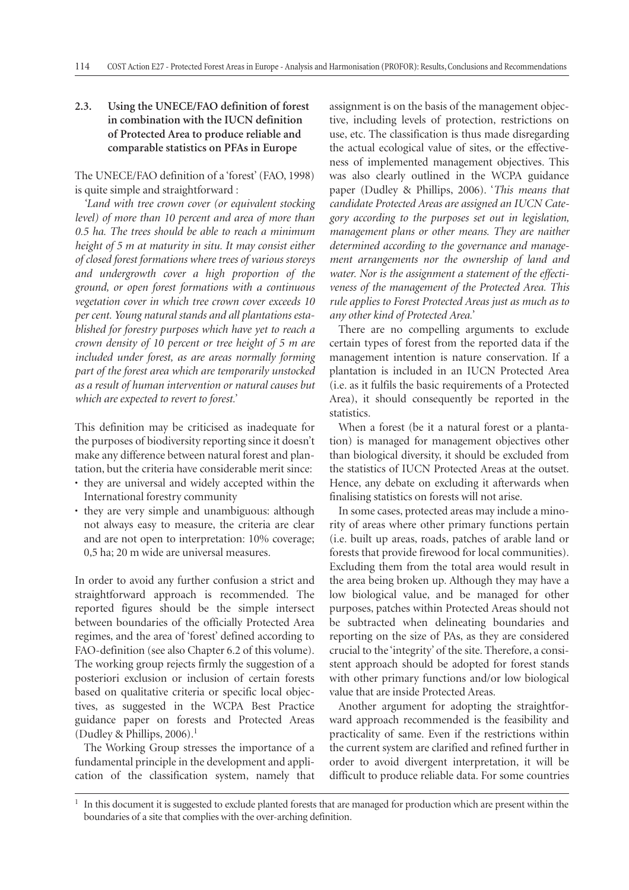### 2.3. Using the UNECE/FAO definition of forest in combination with the IUCN definition of Protected Area to produce reliable and comparable statistics on PFAs in Europe

The UNECE/FAO definition of a 'forest' (FAO, 1998) is quite simple and straightforward :

*'Land with tree crown cover (or equivalent stocking level) of more than 10 percent and area of more than 0.5 ha. The trees should be able to reach a minimum height of 5 m at maturity in situ. It may consist either of closed forest formations where trees of various storeys and undergrowth cover a high proportion of the ground, or open forest formations with a continuous vegetation cover in which tree crown cover exceeds 10 per cent. Young natural stands and all plantations established for forestry purposes which have yet to reach a crown density of 10 percent or tree height of 5 m are included under forest, as are areas normally forming part of the forest area which are temporarily unstocked as a result of human intervention or natural causes but which are expected to revert to forest.'*

This definition may be criticised as inadequate for the purposes of biodiversity reporting since it doesn't make any difference between natural forest and plantation, but the criteria have considerable merit since:

- they are universal and widely accepted within the International forestry community
- they are very simple and unambiguous: although not always easy to measure, the criteria are clear and are not open to interpretation: 10% coverage; 0,5 ha; 20 m wide are universal measures.

In order to avoid any further confusion a strict and straightforward approach is recommended. The reported figures should be the simple intersect between boundaries of the officially Protected Area regimes, and the area of 'forest' defined according to FAO-definition (see also Chapter 6.2 of this volume). The working group rejects firmly the suggestion of a posteriori exclusion or inclusion of certain forests based on qualitative criteria or specific local objectives, as suggested in the WCPA Best Practice guidance paper on forests and Protected Areas (Dudley & Phillips, 2006).[1]

The Working Group stresses the importance of a fundamental principle in the development and application of the classification system, namely that assignment is on the basis of the management objective, including levels of protection, restrictions on use, etc. The classification is thus made disregarding the actual ecological value of sites, or the effectiveness of implemented management objectives. This was also clearly outlined in the WCPA guidance paper (Dudley & Phillips, 2006). '*This means that candidate Protected Areas are assigned an IUCN Category according to the purposes set out in legislation, management plans or other means. They are naither determined according to the governance and management arrangements nor the ownership of land and water. Nor is the assignment a statement of the effectiveness of the management of the Protected Area. This rule applies to Forest Protected Areas just as much as to any other kind of Protected Area.*'

There are no compelling arguments to exclude certain types of forest from the reported data if the management intention is nature conservation. If a plantation is included in an IUCN Protected Area (i.e. as it fulfils the basic requirements of a Protected Area), it should consequently be reported in the statistics.

When a forest (be it a natural forest or a plantation) is managed for management objectives other than biological diversity, it should be excluded from the statistics of IUCN Protected Areas at the outset. Hence, any debate on excluding it afterwards when finalising statistics on forests will not arise.

In some cases, protected areas may include a minority of areas where other primary functions pertain (i.e. built up areas, roads, patches of arable land or forests that provide firewood for local communities). Excluding them from the total area would result in the area being broken up. Although they may have a low biological value, and be managed for other purposes, patches within Protected Areas should not be subtracted when delineating boundaries and reporting on the size of PAs, as they are considered crucial to the 'integrity' of the site. Therefore, a consistent approach should be adopted for forest stands with other primary functions and/or low biological value that are inside Protected Areas.

Another argument for adopting the straightforward approach recommended is the feasibility and practicality of same. Even if the restrictions within the current system are clarified and refined further in order to avoid divergent interpretation, it will be difficult to produce reliable data. For some countries

[1] In this document it is suggested to exclude planted forests that are managed for production which are present within the boundaries of a site that complies with the over-arching definition.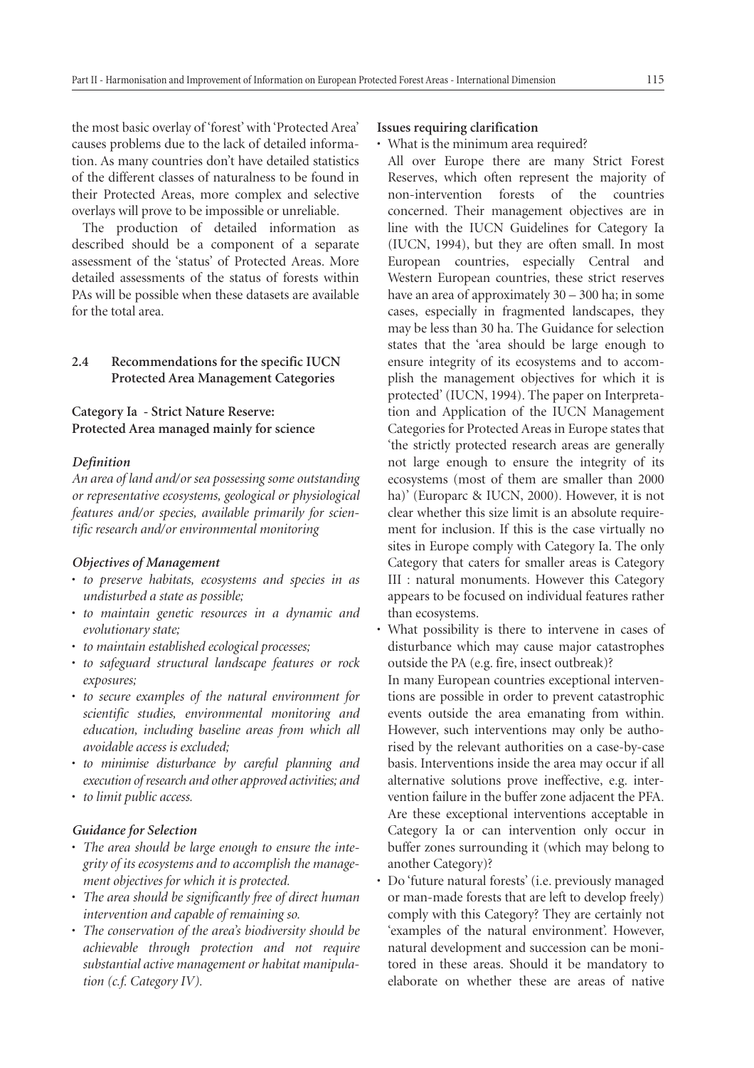the most basic overlay of 'forest' with 'Protected Area' causes problems due to the lack of detailed information. As many countries don't have detailed statistics of the different classes of naturalness to be found in their Protected Areas, more complex and selective overlays will prove to be impossible or unreliable.

The production of detailed information as described should be a component of a separate assessment of the 'status' of Protected Areas. More detailed assessments of the status of forests within PAs will be possible when these datasets are available for the total area.

### 2.4 Recommendations for the specific IUCN Protected Area Management Categories

#### Category Ia - Strict Nature Reserve: Protected Area managed mainly for science

***Definition***

*An area of land and/or sea possessing some outstanding or representative ecosystems, geological or physiological features and/or species, available primarily for scientific research and/or environmental monitoring*

***Objectives of Management***

- *to preserve habitats, ecosystems and species in as undisturbed a state as possible;*
- *to maintain genetic resources in a dynamic and evolutionary state;*
- *to maintain established ecological processes;*
- *to safeguard structural landscape features or rock exposures;*
- *to secure examples of the natural environment for scientific studies, environmental monitoring and education, including baseline areas from which all avoidable access is excluded;*
- *to minimise disturbance by careful planning and execution of research and other approved activities; and*
- *to limit public access.*

***Guidance for Selection***

- *The area should be large enough to ensure the integrity of its ecosystems and to accomplish the management objectives for which it is protected.*
- *The area should be significantly free of direct human intervention and capable of remaining so.*
- *The conservation of the area's biodiversity should be achievable through protection and not require substantial active management or habitat manipulation (c.f. Category IV).*

**Issues requiring clarification**

- What is the minimum area required?

  All over Europe there are many Strict Forest Reserves, which often represent the majority of non-intervention forests of the countries concerned. Their management objectives are in line with the IUCN Guidelines for Category Ia (IUCN, 1994), but they are often small. In most European countries, especially Central and Western European countries, these strict reserves have an area of approximately 30 – 300 ha; in some cases, especially in fragmented landscapes, they may be less than 30 ha. The Guidance for selection states that the 'area should be large enough to ensure integrity of its ecosystems and to accomplish the management objectives for which it is protected' (IUCN, 1994). The paper on Interpretation and Application of the IUCN Management Categories for Protected Areas in Europe states that 'the strictly protected research areas are generally not large enough to ensure the integrity of its ecosystems (most of them are smaller than 2000 ha)' (Europarc & IUCN, 2000). However, it is not clear whether this size limit is an absolute requirement for inclusion. If this is the case virtually no sites in Europe comply with Category Ia. The only Category that caters for smaller areas is Category III : natural monuments. However this Category appears to be focused on individual features rather than ecosystems.

- What possibility is there to intervene in cases of disturbance which may cause major catastrophes outside the PA (e.g. fire, insect outbreak)?

  In many European countries exceptional interventions are possible in order to prevent catastrophic events outside the area emanating from within. However, such interventions may only be authorised by the relevant authorities on a case-by-case basis. Interventions inside the area may occur if all alternative solutions prove ineffective, e.g. intervention failure in the buffer zone adjacent the PFA. Are these exceptional interventions acceptable in Category Ia or can intervention only occur in buffer zones surrounding it (which may belong to another Category)?

- Do 'future natural forests' (i.e. previously managed or man-made forests that are left to develop freely) comply with this Category? They are certainly not 'examples of the natural environment'. However, natural development and succession can be monitored in these areas. Should it be mandatory to elaborate on whether these are areas of native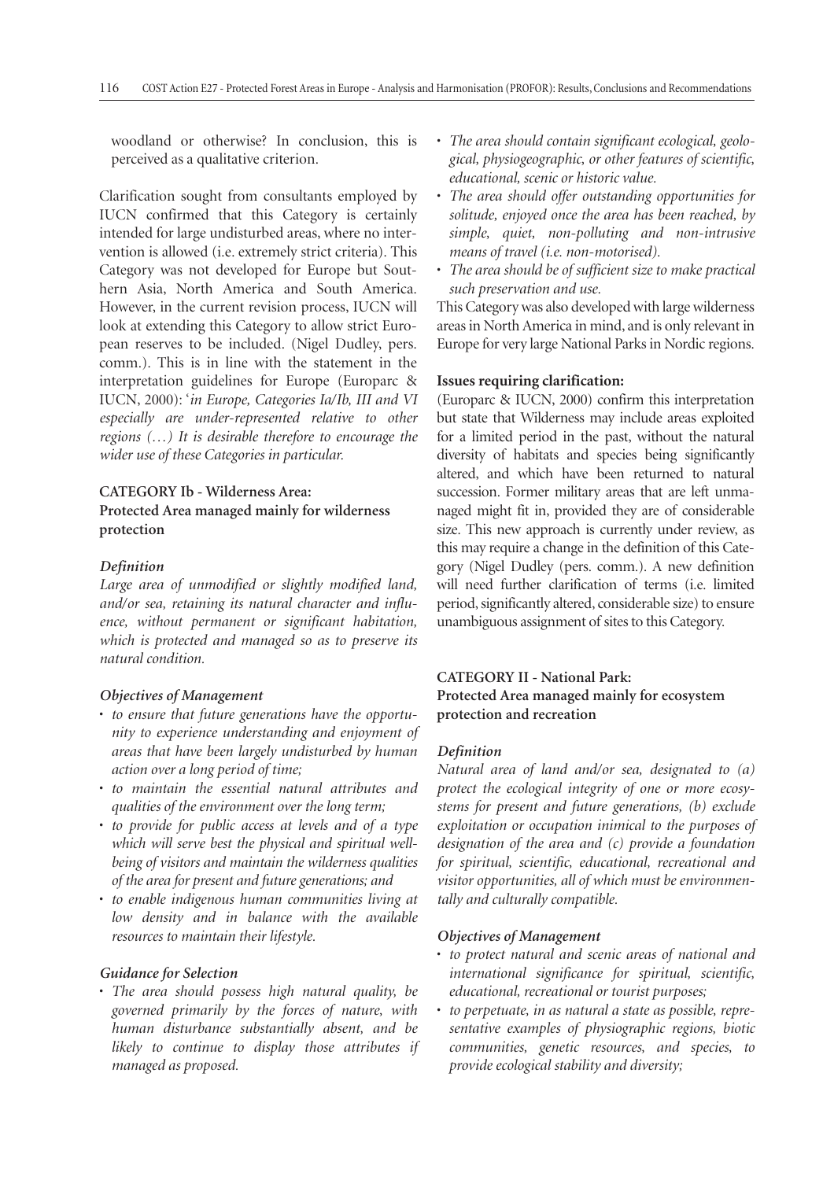woodland or otherwise? In conclusion, this is perceived as a qualitative criterion.

Clarification sought from consultants employed by IUCN confirmed that this Category is certainly intended for large undisturbed areas, where no intervention is allowed (i.e. extremely strict criteria). This Category was not developed for Europe but Southern Asia, North America and South America. However, in the current revision process, IUCN will look at extending this Category to allow strict European reserves to be included. (Nigel Dudley, pers. comm.). This is in line with the statement in the interpretation guidelines for Europe (Europarc & IUCN, 2000): '*in Europe, Categories Ia/Ib, III and VI especially are under-represented relative to other regions (…) It is desirable therefore to encourage the wider use of these Categories in particular.*

### CATEGORY Ib - Wilderness Area: Protected Area managed mainly for wilderness protection

#### *Definition*

*Large area of unmodified or slightly modified land, and/or sea, retaining its natural character and influence, without permanent or significant habitation, which is protected and managed so as to preserve its natural condition.*

#### *Objectives of Management*

- *to ensure that future generations have the opportunity to experience understanding and enjoyment of areas that have been largely undisturbed by human action over a long period of time;*
- *to maintain the essential natural attributes and qualities of the environment over the long term;*
- *to provide for public access at levels and of a type which will serve best the physical and spiritual well-being of visitors and maintain the wilderness qualities of the area for present and future generations; and*
- *to enable indigenous human communities living at low density and in balance with the available resources to maintain their lifestyle.*

#### *Guidance for Selection*

- *The area should possess high natural quality, be governed primarily by the forces of nature, with human disturbance substantially absent, and be likely to continue to display those attributes if managed as proposed.*
- *The area should contain significant ecological, geological, physiogeographic, or other features of scientific, educational, scenic or historic value.*
- *The area should offer outstanding opportunities for solitude, enjoyed once the area has been reached, by simple, quiet, non-polluting and non-intrusive means of travel (i.e. non-motorised).*
- *The area should be of sufficient size to make practical such preservation and use.*

This Category was also developed with large wilderness areas in North America in mind, and is only relevant in Europe for very large National Parks in Nordic regions.

#### Issues requiring clarification:

(Europarc & IUCN, 2000) confirm this interpretation but state that Wilderness may include areas exploited for a limited period in the past, without the natural diversity of habitats and species being significantly altered, and which have been returned to natural succession. Former military areas that are left unmanaged might fit in, provided they are of considerable size. This new approach is currently under review, as this may require a change in the definition of this Category (Nigel Dudley (pers. comm.). A new definition will need further clarification of terms (i.e. limited period, significantly altered, considerable size) to ensure unambiguous assignment of sites to this Category.

### CATEGORY II - National Park: Protected Area managed mainly for ecosystem protection and recreation

#### *Definition*

*Natural area of land and/or sea, designated to (a) protect the ecological integrity of one or more ecosystems for present and future generations, (b) exclude exploitation or occupation inimical to the purposes of designation of the area and (c) provide a foundation for spiritual, scientific, educational, recreational and visitor opportunities, all of which must be environmentally and culturally compatible.*

#### *Objectives of Management*

- *to protect natural and scenic areas of national and international significance for spiritual, scientific, educational, recreational or tourist purposes;*
- *to perpetuate, in as natural a state as possible, representative examples of physiographic regions, biotic communities, genetic resources, and species, to provide ecological stability and diversity;*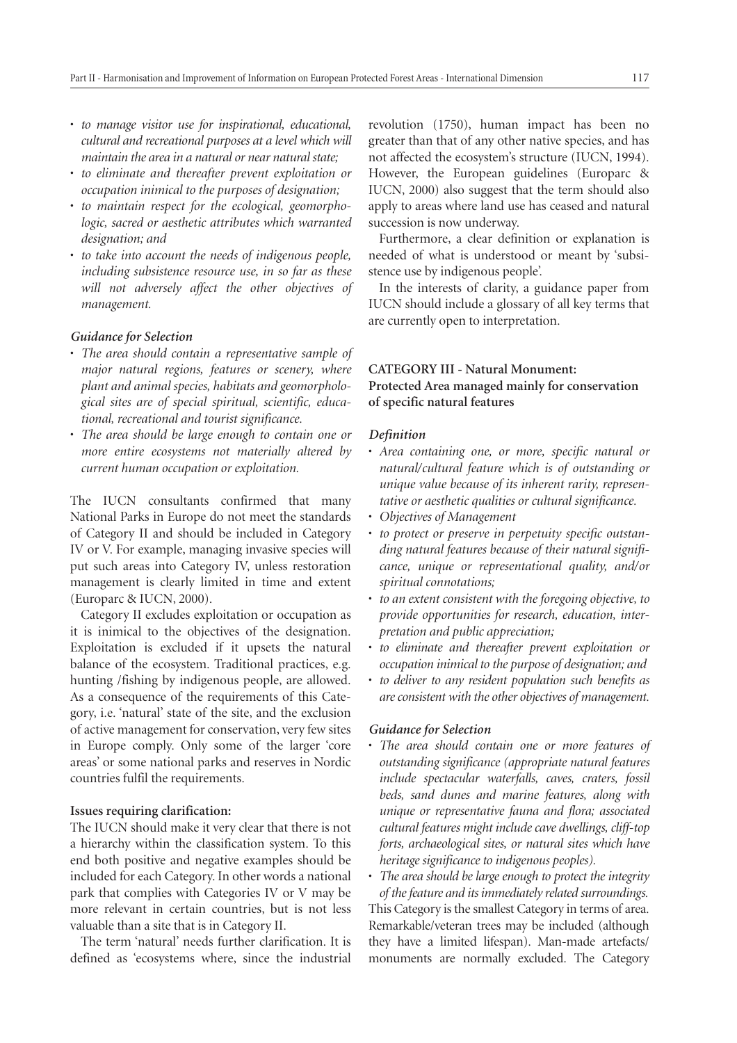- *to manage visitor use for inspirational, educational, cultural and recreational purposes at a level which will maintain the area in a natural or near natural state;*
- *to eliminate and thereafter prevent exploitation or occupation inimical to the purposes of designation;*
- *to maintain respect for the ecological, geomorphologic, sacred or aesthetic attributes which warranted designation; and*
- *to take into account the needs of indigenous people, including subsistence resource use, in so far as these will not adversely affect the other objectives of management.*

***Guidance for Selection***

- *The area should contain a representative sample of major natural regions, features or scenery, where plant and animal species, habitats and geomorphological sites are of special spiritual, scientific, educational, recreational and tourist significance.*
- *The area should be large enough to contain one or more entire ecosystems not materially altered by current human occupation or exploitation.*

The IUCN consultants confirmed that many National Parks in Europe do not meet the standards of Category II and should be included in Category IV or V. For example, managing invasive species will put such areas into Category IV, unless restoration management is clearly limited in time and extent (Europarc & IUCN, 2000).

Category II excludes exploitation or occupation as it is inimical to the objectives of the designation. Exploitation is excluded if it upsets the natural balance of the ecosystem. Traditional practices, e.g. hunting /fishing by indigenous people, are allowed. As a consequence of the requirements of this Category, i.e. 'natural' state of the site, and the exclusion of active management for conservation, very few sites in Europe comply. Only some of the larger 'core areas' or some national parks and reserves in Nordic countries fulfil the requirements.

**Issues requiring clarification:**

The IUCN should make it very clear that there is not a hierarchy within the classification system. To this end both positive and negative examples should be included for each Category. In other words a national park that complies with Categories IV or V may be more relevant in certain countries, but is not less valuable than a site that is in Category II.

The term 'natural' needs further clarification. It is defined as 'ecosystems where, since the industrial revolution (1750), human impact has been no greater than that of any other native species, and has not affected the ecosystem's structure (IUCN, 1994). However, the European guidelines (Europarc & IUCN, 2000) also suggest that the term should also apply to areas where land use has ceased and natural succession is now underway.

Furthermore, a clear definition or explanation is needed of what is understood or meant by 'subsistence use by indigenous people'.

In the interests of clarity, a guidance paper from IUCN should include a glossary of all key terms that are currently open to interpretation.

**CATEGORY III - Natural Monument: Protected Area managed mainly for conservation of specific natural features**

***Definition***

- *Area containing one, or more, specific natural or natural/cultural feature which is of outstanding or unique value because of its inherent rarity, representative or aesthetic qualities or cultural significance.*
- *Objectives of Management*
- *to protect or preserve in perpetuity specific outstanding natural features because of their natural significance, unique or representational quality, and/or spiritual connotations;*
- *to an extent consistent with the foregoing objective, to provide opportunities for research, education, interpretation and public appreciation;*
- *to eliminate and thereafter prevent exploitation or occupation inimical to the purpose of designation; and*
- *to deliver to any resident population such benefits as are consistent with the other objectives of management.*

***Guidance for Selection***

- *The area should contain one or more features of outstanding significance (appropriate natural features include spectacular waterfalls, caves, craters, fossil beds, sand dunes and marine features, along with unique or representative fauna and flora; associated cultural features might include cave dwellings, cliff-top forts, archaeological sites, or natural sites which have heritage significance to indigenous peoples).*
- *The area should be large enough to protect the integrity of the feature and its immediately related surroundings.*

This Category is the smallest Category in terms of area. Remarkable/veteran trees may be included (although they have a limited lifespan). Man-made artefacts/monuments are normally excluded. The Category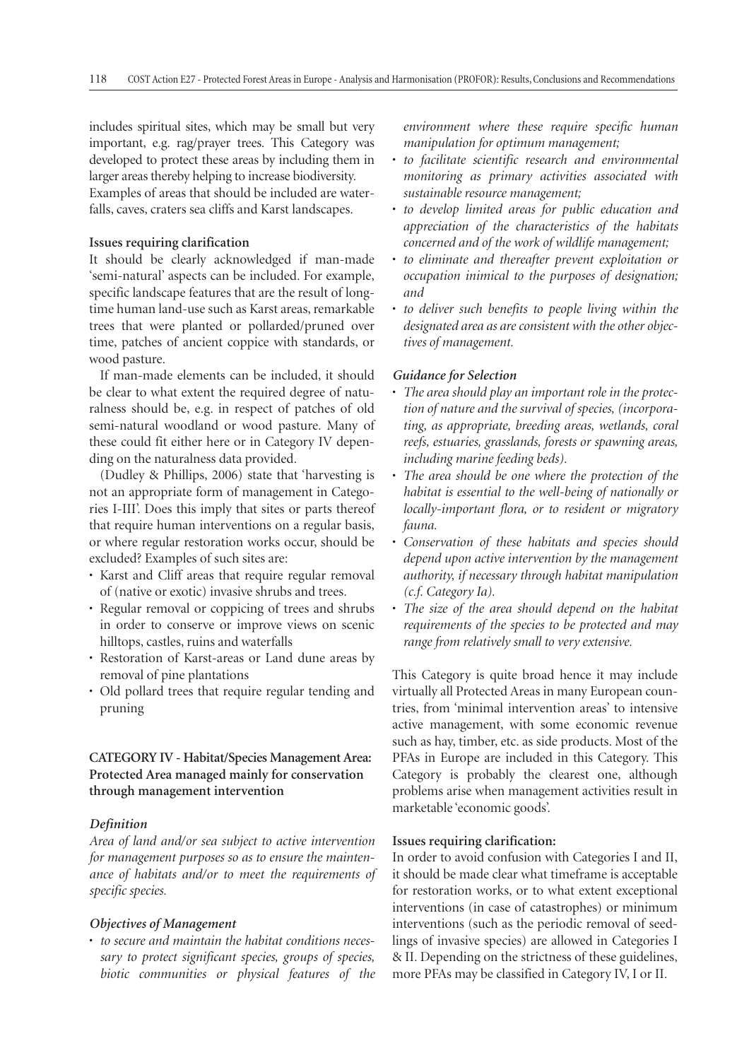includes spiritual sites, which may be small but very important, e.g. rag/prayer trees. This Category was developed to protect these areas by including them in larger areas thereby helping to increase biodiversity. Examples of areas that should be included are waterfalls, caves, craters sea cliffs and Karst landscapes.

**Issues requiring clarification**

It should be clearly acknowledged if man-made 'semi-natural' aspects can be included. For example, specific landscape features that are the result of long-time human land-use such as Karst areas, remarkable trees that were planted or pollarded/pruned over time, patches of ancient coppice with standards, or wood pasture.

If man-made elements can be included, it should be clear to what extent the required degree of naturalness should be, e.g. in respect of patches of old semi-natural woodland or wood pasture. Many of these could fit either here or in Category IV depending on the naturalness data provided.

(Dudley & Phillips, 2006) state that 'harvesting is not an appropriate form of management in Categories I-III'. Does this imply that sites or parts thereof that require human interventions on a regular basis, or where regular restoration works occur, should be excluded? Examples of such sites are:

- Karst and Cliff areas that require regular removal of (native or exotic) invasive shrubs and trees.
- Regular removal or coppicing of trees and shrubs in order to conserve or improve views on scenic hilltops, castles, ruins and waterfalls
- Restoration of Karst-areas or Land dune areas by removal of pine plantations
- Old pollard trees that require regular tending and pruning

**CATEGORY IV - Habitat/Species Management Area: Protected Area managed mainly for conservation through management intervention**

***Definition***

*Area of land and/or sea subject to active intervention for management purposes so as to ensure the maintenance of habitats and/or to meet the requirements of specific species.*

***Objectives of Management***

- *to secure and maintain the habitat conditions necessary to protect significant species, groups of species, biotic communities or physical features of the environment where these require specific human manipulation for optimum management;*
- *to facilitate scientific research and environmental monitoring as primary activities associated with sustainable resource management;*
- *to develop limited areas for public education and appreciation of the characteristics of the habitats concerned and of the work of wildlife management;*
- *to eliminate and thereafter prevent exploitation or occupation inimical to the purposes of designation; and*
- *to deliver such benefits to people living within the designated area as are consistent with the other objectives of management.*

***Guidance for Selection***

- *The area should play an important role in the protection of nature and the survival of species, (incorporating, as appropriate, breeding areas, wetlands, coral reefs, estuaries, grasslands, forests or spawning areas, including marine feeding beds).*
- *The area should be one where the protection of the habitat is essential to the well-being of nationally or locally-important flora, or to resident or migratory fauna.*
- *Conservation of these habitats and species should depend upon active intervention by the management authority, if necessary through habitat manipulation (c.f. Category Ia).*
- *The size of the area should depend on the habitat requirements of the species to be protected and may range from relatively small to very extensive.*

This Category is quite broad hence it may include virtually all Protected Areas in many European countries, from 'minimal intervention areas' to intensive active management, with some economic revenue such as hay, timber, etc. as side products. Most of the PFAs in Europe are included in this Category. This Category is probably the clearest one, although problems arise when management activities result in marketable 'economic goods'.

**Issues requiring clarification:**

In order to avoid confusion with Categories I and II, it should be made clear what timeframe is acceptable for restoration works, or to what extent exceptional interventions (in case of catastrophes) or minimum interventions (such as the periodic removal of seedlings of invasive species) are allowed in Categories I & II. Depending on the strictness of these guidelines, more PFAs may be classified in Category IV, I or II.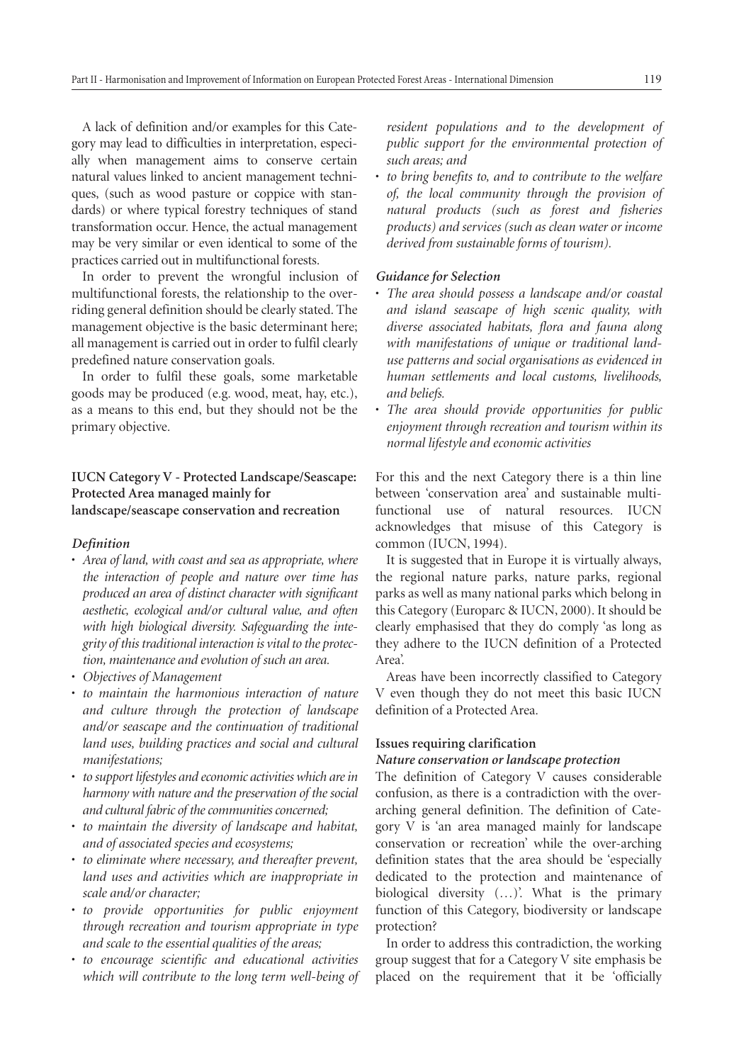A lack of definition and/or examples for this Category may lead to difficulties in interpretation, especially when management aims to conserve certain natural values linked to ancient management techniques, (such as wood pasture or coppice with standards) or where typical forestry techniques of stand transformation occur. Hence, the actual management may be very similar or even identical to some of the practices carried out in multifunctional forests.

In order to prevent the wrongful inclusion of multifunctional forests, the relationship to the overriding general definition should be clearly stated. The management objective is the basic determinant here; all management is carried out in order to fulfil clearly predefined nature conservation goals.

In order to fulfil these goals, some marketable goods may be produced (e.g. wood, meat, hay, etc.), as a means to this end, but they should not be the primary objective.

### IUCN Category V - Protected Landscape/Seascape: Protected Area managed mainly for landscape/seascape conservation and recreation

#### *Definition*

- *Area of land, with coast and sea as appropriate, where the interaction of people and nature over time has produced an area of distinct character with significant aesthetic, ecological and/or cultural value, and often with high biological diversity. Safeguarding the integrity of this traditional interaction is vital to the protection, maintenance and evolution of such an area.*
- *Objectives of Management*
- *to maintain the harmonious interaction of nature and culture through the protection of landscape and/or seascape and the continuation of traditional land uses, building practices and social and cultural manifestations;*
- *to support lifestyles and economic activities which are in harmony with nature and the preservation of the social and cultural fabric of the communities concerned;*
- *to maintain the diversity of landscape and habitat, and of associated species and ecosystems;*
- *to eliminate where necessary, and thereafter prevent, land uses and activities which are inappropriate in scale and/or character;*
- *to provide opportunities for public enjoyment through recreation and tourism appropriate in type and scale to the essential qualities of the areas;*
- *to encourage scientific and educational activities which will contribute to the long term well-being of resident populations and to the development of public support for the environmental protection of such areas; and*
- *to bring benefits to, and to contribute to the welfare of, the local community through the provision of natural products (such as forest and fisheries products) and services (such as clean water or income derived from sustainable forms of tourism).*

#### *Guidance for Selection*

- *The area should possess a landscape and/or coastal and island seascape of high scenic quality, with diverse associated habitats, flora and fauna along with manifestations of unique or traditional land-use patterns and social organisations as evidenced in human settlements and local customs, livelihoods, and beliefs.*
- *The area should provide opportunities for public enjoyment through recreation and tourism within its normal lifestyle and economic activities*

For this and the next Category there is a thin line between 'conservation area' and sustainable multi-functional use of natural resources. IUCN acknowledges that misuse of this Category is common (IUCN, 1994).

It is suggested that in Europe it is virtually always, the regional nature parks, nature parks, regional parks as well as many national parks which belong in this Category (Europarc & IUCN, 2000). It should be clearly emphasised that they do comply 'as long as they adhere to the IUCN definition of a Protected Area'.

Areas have been incorrectly classified to Category V even though they do not meet this basic IUCN definition of a Protected Area.

#### Issues requiring clarification

##### *Nature conservation or landscape protection*

The definition of Category V causes considerable confusion, as there is a contradiction with the over-arching general definition. The definition of Category V is 'an area managed mainly for landscape conservation or recreation' while the over-arching definition states that the area should be 'especially dedicated to the protection and maintenance of biological diversity (…)'. What is the primary function of this Category, biodiversity or landscape protection?

In order to address this contradiction, the working group suggest that for a Category V site emphasis be placed on the requirement that it be 'officially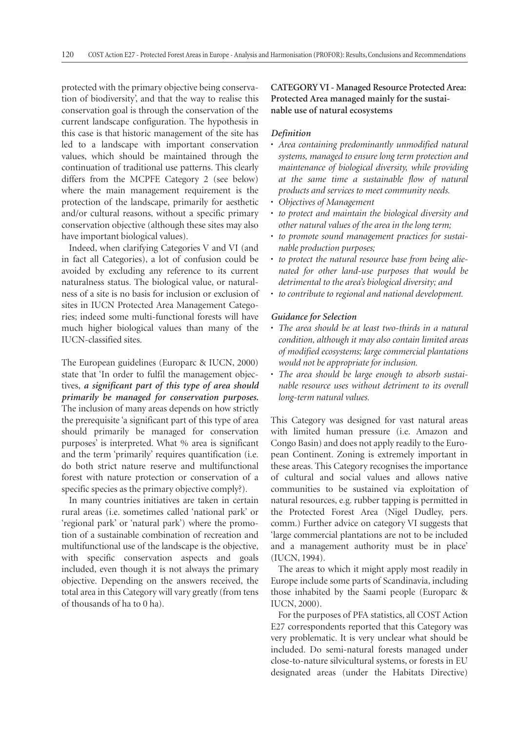protected with the primary objective being conservation of biodiversity', and that the way to realise this conservation goal is through the conservation of the current landscape configuration. The hypothesis in this case is that historic management of the site has led to a landscape with important conservation values, which should be maintained through the continuation of traditional use patterns. This clearly differs from the MCPFE Category 2 (see below) where the main management requirement is the protection of the landscape, primarily for aesthetic and/or cultural reasons, without a specific primary conservation objective (although these sites may also have important biological values).

Indeed, when clarifying Categories V and VI (and in fact all Categories), a lot of confusion could be avoided by excluding any reference to its current naturalness status. The biological value, or naturalness of a site is no basis for inclusion or exclusion of sites in IUCN Protected Area Management Categories; indeed some multi-functional forests will have much higher biological values than many of the IUCN-classified sites.

The European guidelines (Europarc & IUCN, 2000) state that 'In order to fulfil the management objectives, ***a significant part of this type of area should primarily be managed for conservation purposes.*** The inclusion of many areas depends on how strictly the prerequisite 'a significant part of this type of area should primarily be managed for conservation purposes' is interpreted. What % area is significant and the term 'primarily' requires quantification (i.e. do both strict nature reserve and multifunctional forest with nature protection or conservation of a specific species as the primary objective comply?).

In many countries initiatives are taken in certain rural areas (i.e. sometimes called 'national park' or 'regional park' or 'natural park') where the promotion of a sustainable combination of recreation and multifunctional use of the landscape is the objective, with specific conservation aspects and goals included, even though it is not always the primary objective. Depending on the answers received, the total area in this Category will vary greatly (from tens of thousands of ha to 0 ha).

**CATEGORY VI - Managed Resource Protected Area: Protected Area managed mainly for the sustainable use of natural ecosystems**

***Definition***

- *Area containing predominantly unmodified natural systems, managed to ensure long term protection and maintenance of biological diversity, while providing at the same time a sustainable flow of natural products and services to meet community needs.*
- *Objectives of Management*
- *to protect and maintain the biological diversity and other natural values of the area in the long term;*
- *to promote sound management practices for sustainable production purposes;*
- *to protect the natural resource base from being alienated for other land-use purposes that would be detrimental to the area's biological diversity; and*
- *to contribute to regional and national development.*

***Guidance for Selection***

- *The area should be at least two-thirds in a natural condition, although it may also contain limited areas of modified ecosystems; large commercial plantations would not be appropriate for inclusion.*
- *The area should be large enough to absorb sustainable resource uses without detriment to its overall long-term natural values.*

This Category was designed for vast natural areas with limited human pressure (i.e. Amazon and Congo Basin) and does not apply readily to the European Continent. Zoning is extremely important in these areas. This Category recognises the importance of cultural and social values and allows native communities to be sustained via exploitation of natural resources, e.g. rubber tapping is permitted in the Protected Forest Area (Nigel Dudley, pers. comm.) Further advice on category VI suggests that 'large commercial plantations are not to be included and a management authority must be in place' (IUCN, 1994).

The areas to which it might apply most readily in Europe include some parts of Scandinavia, including those inhabited by the Saami people (Europarc & IUCN, 2000).

For the purposes of PFA statistics, all COST Action E27 correspondents reported that this Category was very problematic. It is very unclear what should be included. Do semi-natural forests managed under close-to-nature silvicultural systems, or forests in EU designated areas (under the Habitats Directive)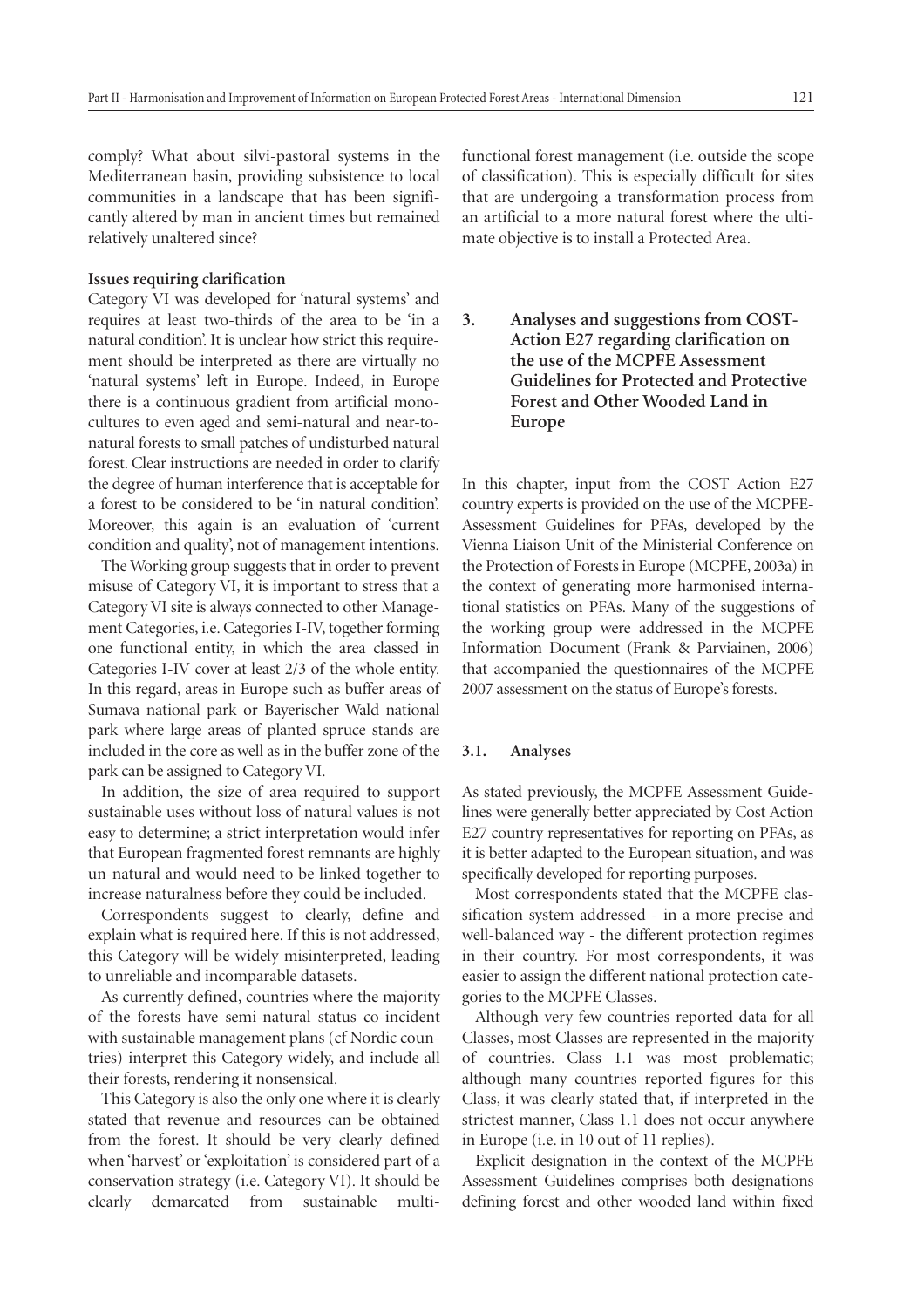comply? What about silvi-pastoral systems in the Mediterranean basin, providing subsistence to local communities in a landscape that has been significantly altered by man in ancient times but remained relatively unaltered since?

**Issues requiring clarification**

Category VI was developed for 'natural systems' and requires at least two-thirds of the area to be 'in a natural condition'. It is unclear how strict this requirement should be interpreted as there are virtually no 'natural systems' left in Europe. Indeed, in Europe there is a continuous gradient from artificial monocultures to even aged and semi-natural and near-to-natural forests to small patches of undisturbed natural forest. Clear instructions are needed in order to clarify the degree of human interference that is acceptable for a forest to be considered to be 'in natural condition'. Moreover, this again is an evaluation of 'current condition and quality', not of management intentions.

The Working group suggests that in order to prevent misuse of Category VI, it is important to stress that a Category VI site is always connected to other Management Categories, i.e. Categories I-IV, together forming one functional entity, in which the area classed in Categories I-IV cover at least 2/3 of the whole entity. In this regard, areas in Europe such as buffer areas of Sumava national park or Bayerischer Wald national park where large areas of planted spruce stands are included in the core as well as in the buffer zone of the park can be assigned to Category VI.

In addition, the size of area required to support sustainable uses without loss of natural values is not easy to determine; a strict interpretation would infer that European fragmented forest remnants are highly un-natural and would need to be linked together to increase naturalness before they could be included.

Correspondents suggest to clearly, define and explain what is required here. If this is not addressed, this Category will be widely misinterpreted, leading to unreliable and incomparable datasets.

As currently defined, countries where the majority of the forests have semi-natural status co-incident with sustainable management plans (cf Nordic countries) interpret this Category widely, and include all their forests, rendering it nonsensical.

This Category is also the only one where it is clearly stated that revenue and resources can be obtained from the forest. It should be very clearly defined when 'harvest' or 'exploitation' is considered part of a conservation strategy (i.e. Category VI). It should be clearly demarcated from sustainable multi-functional forest management (i.e. outside the scope of classification). This is especially difficult for sites that are undergoing a transformation process from an artificial to a more natural forest where the ultimate objective is to install a Protected Area.

## 3. Analyses and suggestions from COST-Action E27 regarding clarification on the use of the MCPFE Assessment Guidelines for Protected and Protective Forest and Other Wooded Land in Europe

In this chapter, input from the COST Action E27 country experts is provided on the use of the MCPFE-Assessment Guidelines for PFAs, developed by the Vienna Liaison Unit of the Ministerial Conference on the Protection of Forests in Europe (MCPFE, 2003a) in the context of generating more harmonised international statistics on PFAs. Many of the suggestions of the working group were addressed in the MCPFE Information Document (Frank & Parviainen, 2006) that accompanied the questionnaires of the MCPFE 2007 assessment on the status of Europe's forests.

### 3.1. Analyses

As stated previously, the MCPFE Assessment Guidelines were generally better appreciated by Cost Action E27 country representatives for reporting on PFAs, as it is better adapted to the European situation, and was specifically developed for reporting purposes.

Most correspondents stated that the MCPFE classification system addressed - in a more precise and well-balanced way - the different protection regimes in their country. For most correspondents, it was easier to assign the different national protection categories to the MCPFE Classes.

Although very few countries reported data for all Classes, most Classes are represented in the majority of countries. Class 1.1 was most problematic; although many countries reported figures for this Class, it was clearly stated that, if interpreted in the strictest manner, Class 1.1 does not occur anywhere in Europe (i.e. in 10 out of 11 replies).

Explicit designation in the context of the MCPFE Assessment Guidelines comprises both designations defining forest and other wooded land within fixed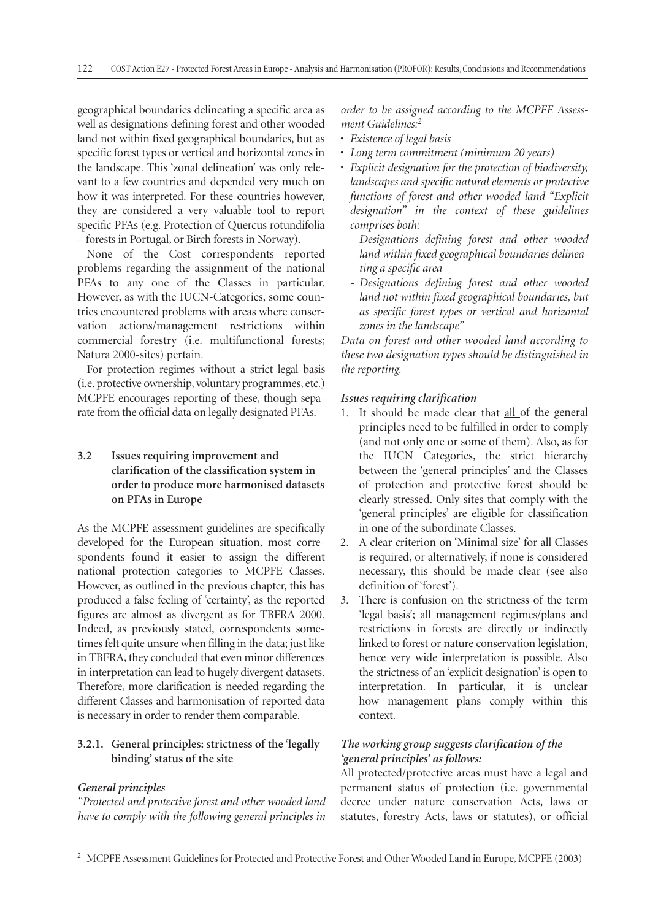geographical boundaries delineating a specific area as well as designations defining forest and other wooded land not within fixed geographical boundaries, but as specific forest types or vertical and horizontal zones in the landscape. This 'zonal delineation' was only relevant to a few countries and depended very much on how it was interpreted. For these countries however, they are considered a very valuable tool to report specific PFAs (e.g. Protection of Quercus rotundifolia – forests in Portugal, or Birch forests in Norway).

None of the Cost correspondents reported problems regarding the assignment of the national PFAs to any one of the Classes in particular. However, as with the IUCN-Categories, some countries encountered problems with areas where conservation actions/management restrictions within commercial forestry (i.e. multifunctional forests; Natura 2000-sites) pertain.

For protection regimes without a strict legal basis (i.e. protective ownership, voluntary programmes, etc.) MCPFE encourages reporting of these, though separate from the official data on legally designated PFAs.

### 3.2 Issues requiring improvement and clarification of the classification system in order to produce more harmonised datasets on PFAs in Europe

As the MCPFE assessment guidelines are specifically developed for the European situation, most correspondents found it easier to assign the different national protection categories to MCPFE Classes. However, as outlined in the previous chapter, this has produced a false feeling of 'certainty', as the reported figures are almost as divergent as for TBFRA 2000. Indeed, as previously stated, correspondents sometimes felt quite unsure when filling in the data; just like in TBFRA, they concluded that even minor differences in interpretation can lead to hugely divergent datasets. Therefore, more clarification is needed regarding the different Classes and harmonisation of reported data is necessary in order to render them comparable.

#### 3.2.1. General principles: strictness of the 'legally binding' status of the site

***General principles***

*"Protected and protective forest and other wooded land have to comply with the following general principles in order to be assigned according to the MCPFE Assessment Guidelines:*[2]

- *Existence of legal basis*
- *Long term commitment (minimum 20 years)*
- *Explicit designation for the protection of biodiversity, landscapes and specific natural elements or protective functions of forest and other wooded land "Explicit designation" in the context of these guidelines comprises both:*
  - *Designations defining forest and other wooded land within fixed geographical boundaries delineating a specific area*
  - *Designations defining forest and other wooded land not within fixed geographical boundaries, but as specific forest types or vertical and horizontal zones in the landscape"*

*Data on forest and other wooded land according to these two designation types should be distinguished in the reporting.*

***Issues requiring clarification***

1. It should be made clear that all of the general principles need to be fulfilled in order to comply (and not only one or some of them). Also, as for the IUCN Categories, the strict hierarchy between the 'general principles' and the Classes of protection and protective forest should be clearly stressed. Only sites that comply with the 'general principles' are eligible for classification in one of the subordinate Classes.
2. A clear criterion on 'Minimal size' for all Classes is required, or alternatively, if none is considered necessary, this should be made clear (see also definition of 'forest').
3. There is confusion on the strictness of the term 'legal basis'; all management regimes/plans and restrictions in forests are directly or indirectly linked to forest or nature conservation legislation, hence very wide interpretation is possible. Also the strictness of an 'explicit designation' is open to interpretation. In particular, it is unclear how management plans comply within this context.

***The working group suggests clarification of the 'general principles' as follows:***

All protected/protective areas must have a legal and permanent status of protection (i.e. governmental decree under nature conservation Acts, laws or statutes, forestry Acts, laws or statutes), or official

[2] MCPFE Assessment Guidelines for Protected and Protective Forest and Other Wooded Land in Europe, MCPFE (2003)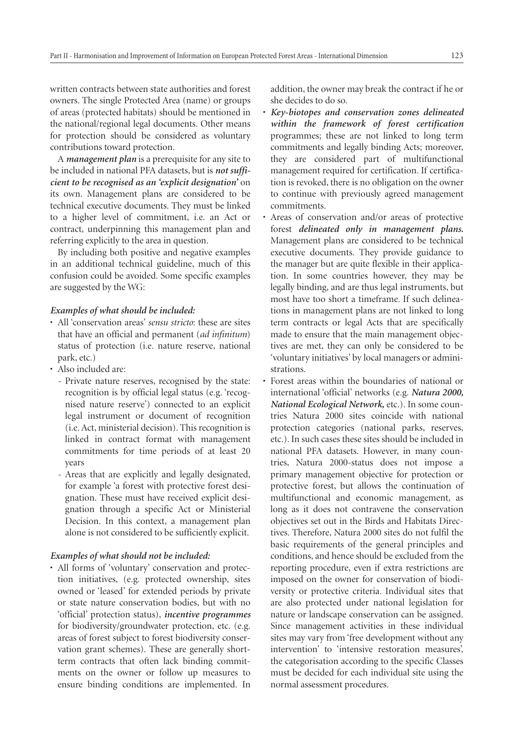written contracts between state authorities and forest owners. The single Protected Area (name) or groups of areas (protected habitats) should be mentioned in the national/regional legal documents. Other means for protection should be considered as voluntary contributions toward protection.

A ***management plan*** is a prerequisite for any site to be included in national PFA datasets, but is ***not sufficient to be recognised as an 'explicit designation'*** on its own. Management plans are considered to be technical executive documents. They must be linked to a higher level of commitment, i.e. an Act or contract, underpinning this management plan and referring explicitly to the area in question.

By including both positive and negative examples in an additional technical guideline, much of this confusion could be avoided. Some specific examples are suggested by the WG:

***Examples of what should be included:***

- All 'conservation areas' *sensu stricto*: these are sites that have an official and permanent (*ad infinitum*) status of protection (i.e. nature reserve, national park, etc.)
- Also included are:
  - Private nature reserves, recognised by the state: recognition is by official legal status (e.g. 'recognised nature reserve') connected to an explicit legal instrument or document of recognition (i.e. Act, ministerial decision). This recognition is linked in contract format with management commitments for time periods of at least 20 years
  - Areas that are explicitly and legally designated, for example 'a forest with protective forest designation. These must have received explicit designation through a specific Act or Ministerial Decision. In this context, a management plan alone is not considered to be sufficiently explicit.

***Examples of what should not be included:***

- All forms of 'voluntary' conservation and protection initiatives, (e.g. protected ownership, sites owned or 'leased' for extended periods by private or state nature conservation bodies, but with no 'official' protection status), ***incentive programmes*** for biodiversity/groundwater protection, etc. (e.g. areas of forest subject to forest biodiversity conservation grant schemes). These are generally short-term contracts that often lack binding commitments on the owner or follow up measures to ensure binding conditions are implemented. In addition, the owner may break the contract if he or she decides to do so.
- ***Key-biotopes and conservation zones delineated within the framework of forest certification*** programmes; these are not linked to long term commitments and legally binding Acts; moreover, they are considered part of multifunctional management required for certification. If certification is revoked, there is no obligation on the owner to continue with previously agreed management commitments.
- Areas of conservation and/or areas of protective forest ***delineated only in management plans.*** Management plans are considered to be technical executive documents. They provide guidance to the manager but are quite flexible in their application. In some countries however, they may be legally binding, and are thus legal instruments, but most have too short a timeframe. If such delineations in management plans are not linked to long term contracts or legal Acts that are specifically made to ensure that the main management objectives are met, they can only be considered to be 'voluntary initiatives' by local managers or administrations.
- Forest areas within the boundaries of national or international 'official' networks (e.g. ***Natura 2000, National Ecological Network,*** etc.). In some countries Natura 2000 sites coincide with national protection categories (national parks, reserves, etc.). In such cases these sites should be included in national PFA datasets. However, in many countries, Natura 2000-status does not impose a primary management objective for protection or protective forest, but allows the continuation of multifunctional and economic management, as long as it does not contravene the conservation objectives set out in the Birds and Habitats Directives. Therefore, Natura 2000 sites do not fulfil the basic requirements of the general principles and conditions, and hence should be excluded from the reporting procedure, even if extra restrictions are imposed on the owner for conservation of biodiversity or protective criteria. Individual sites that are also protected under national legislation for nature or landscape conservation can be assigned. Since management activities in these individual sites may vary from 'free development without any intervention' to 'intensive restoration measures', the categorisation according to the specific Classes must be decided for each individual site using the normal assessment procedures.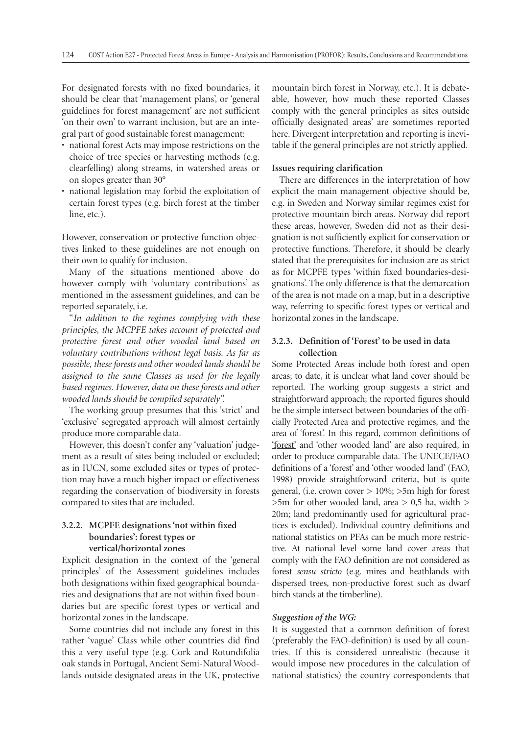For designated forests with no fixed boundaries, it should be clear that 'management plans', or 'general guidelines for forest management' are not sufficient 'on their own' to warrant inclusion, but are an integral part of good sustainable forest management:

- national forest Acts may impose restrictions on the choice of tree species or harvesting methods (e.g. clearfelling) along streams, in watershed areas or on slopes greater than 30°
- national legislation may forbid the exploitation of certain forest types (e.g. birch forest at the timber line, etc.).

However, conservation or protective function objectives linked to these guidelines are not enough on their own to qualify for inclusion.

Many of the situations mentioned above do however comply with 'voluntary contributions' as mentioned in the assessment guidelines, and can be reported separately, i.e.

"*In addition to the regimes complying with these principles, the MCPFE takes account of protected and protective forest and other wooded land based on voluntary contributions without legal basis. As far as possible, these forests and other wooded lands should be assigned to the same Classes as used for the legally based regimes. However, data on these forests and other wooded lands should be compiled separately".*

The working group presumes that this 'strict' and 'exclusive' segregated approach will almost certainly produce more comparable data.

However, this doesn't confer any 'valuation' judgement as a result of sites being included or excluded; as in IUCN, some excluded sites or types of protection may have a much higher impact or effectiveness regarding the conservation of biodiversity in forests compared to sites that are included.

### 3.2.2. MCPFE designations 'not within fixed boundaries': forest types or vertical/horizontal zones

Explicit designation in the context of the 'general principles' of the Assessment guidelines includes both designations within fixed geographical boundaries and designations that are not within fixed boundaries but are specific forest types or vertical and horizontal zones in the landscape.

Some countries did not include any forest in this rather 'vague' Class while other countries did find this a very useful type (e.g. Cork and Rotundifolia oak stands in Portugal, Ancient Semi-Natural Woodlands outside designated areas in the UK, protective mountain birch forest in Norway, etc.). It is debateable, however, how much these reported Classes comply with the general principles as sites outside officially designated areas' are sometimes reported here. Divergent interpretation and reporting is inevitable if the general principles are not strictly applied.

**Issues requiring clarification**

There are differences in the interpretation of how explicit the main management objective should be, e.g. in Sweden and Norway similar regimes exist for protective mountain birch areas. Norway did report these areas, however, Sweden did not as their designation is not sufficiently explicit for conservation or protective functions. Therefore, it should be clearly stated that the prerequisites for inclusion are as strict as for MCPFE types 'within fixed boundaries-designations'. The only difference is that the demarcation of the area is not made on a map, but in a descriptive way, referring to specific forest types or vertical and horizontal zones in the landscape.

### 3.2.3. Definition of 'Forest' to be used in data collection

Some Protected Areas include both forest and open areas; to date, it is unclear what land cover should be reported. The working group suggests a strict and straightforward approach; the reported figures should be the simple intersect between boundaries of the officially Protected Area and protective regimes, and the area of 'forest'. In this regard, common definitions of 'forest' and 'other wooded land' are also required, in order to produce comparable data. The UNECE/FAO definitions of a 'forest' and 'other wooded land' (FAO, 1998) provide straightforward criteria, but is quite general, (i.e. crown cover > 10%; >5m high for forest >5m for other wooded land, area > 0,5 ha, width > 20m; land predominantly used for agricultural practices is excluded). Individual country definitions and national statistics on PFAs can be much more restrictive. At national level some land cover areas that comply with the FAO definition are not considered as forest *sensu stricto* (e.g. mires and heathlands with dispersed trees, non-productive forest such as dwarf birch stands at the timberline).

***Suggestion of the WG:***

It is suggested that a common definition of forest (preferably the FAO-definition) is used by all countries. If this is considered unrealistic (because it would impose new procedures in the calculation of national statistics) the country correspondents that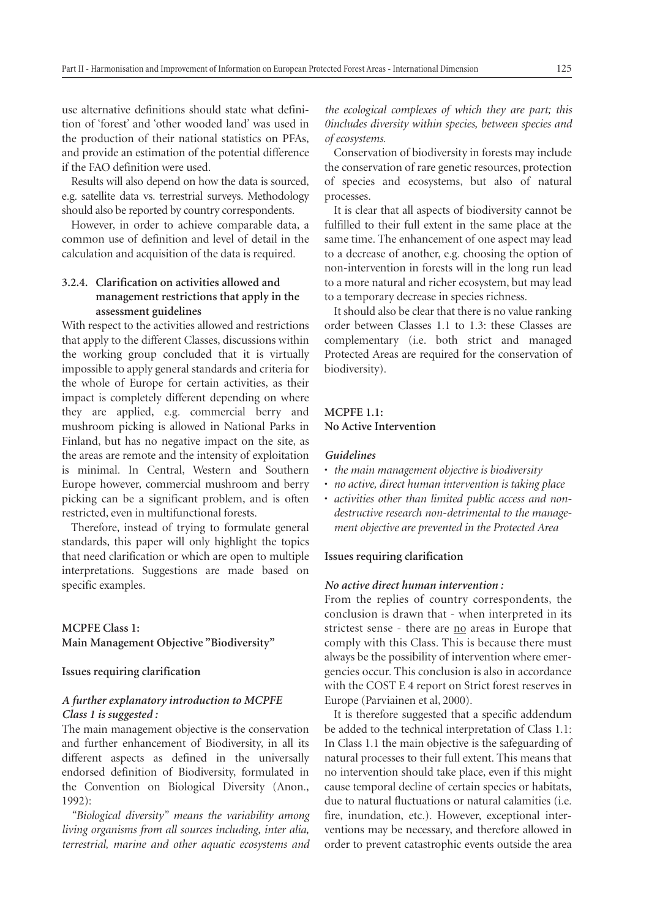use alternative definitions should state what definition of 'forest' and 'other wooded land' was used in the production of their national statistics on PFAs, and provide an estimation of the potential difference if the FAO definition were used.

Results will also depend on how the data is sourced, e.g. satellite data vs. terrestrial surveys. Methodology should also be reported by country correspondents.

However, in order to achieve comparable data, a common use of definition and level of detail in the calculation and acquisition of the data is required.

### 3.2.4. Clarification on activities allowed and management restrictions that apply in the assessment guidelines

With respect to the activities allowed and restrictions that apply to the different Classes, discussions within the working group concluded that it is virtually impossible to apply general standards and criteria for the whole of Europe for certain activities, as their impact is completely different depending on where they are applied, e.g. commercial berry and mushroom picking is allowed in National Parks in Finland, but has no negative impact on the site, as the areas are remote and the intensity of exploitation is minimal. In Central, Western and Southern Europe however, commercial mushroom and berry picking can be a significant problem, and is often restricted, even in multifunctional forests.

Therefore, instead of trying to formulate general standards, this paper will only highlight the topics that need clarification or which are open to multiple interpretations. Suggestions are made based on specific examples.

#### MCPFE Class 1: Main Management Objective "Biodiversity"

**Issues requiring clarification**

***A further explanatory introduction to MCPFE Class 1 is suggested :***

The main management objective is the conservation and further enhancement of Biodiversity, in all its different aspects as defined in the universally endorsed definition of Biodiversity, formulated in the Convention on Biological Diversity (Anon., 1992):

*"Biological diversity" means the variability among living organisms from all sources including, inter alia, terrestrial, marine and other aquatic ecosystems and the ecological complexes of which they are part; this 0includes diversity within species, between species and of ecosystems.*

Conservation of biodiversity in forests may include the conservation of rare genetic resources, protection of species and ecosystems, but also of natural processes.

It is clear that all aspects of biodiversity cannot be fulfilled to their full extent in the same place at the same time. The enhancement of one aspect may lead to a decrease of another, e.g. choosing the option of non-intervention in forests will in the long run lead to a more natural and richer ecosystem, but may lead to a temporary decrease in species richness.

It should also be clear that there is no value ranking order between Classes 1.1 to 1.3: these Classes are complementary (i.e. both strict and managed Protected Areas are required for the conservation of biodiversity).

#### MCPFE 1.1: No Active Intervention

***Guidelines***

- *the main management objective is biodiversity*
- *no active, direct human intervention is taking place*
- *activities other than limited public access and non-destructive research non-detrimental to the management objective are prevented in the Protected Area*

**Issues requiring clarification**

***No active direct human intervention :***

From the replies of country correspondents, the conclusion is drawn that - when interpreted in its strictest sense - there are no areas in Europe that comply with this Class. This is because there must always be the possibility of intervention where emergencies occur. This conclusion is also in accordance with the COST E 4 report on Strict forest reserves in Europe (Parviainen et al, 2000).

It is therefore suggested that a specific addendum be added to the technical interpretation of Class 1.1: In Class 1.1 the main objective is the safeguarding of natural processes to their full extent. This means that no intervention should take place, even if this might cause temporal decline of certain species or habitats, due to natural fluctuations or natural calamities (i.e. fire, inundation, etc.). However, exceptional interventions may be necessary, and therefore allowed in order to prevent catastrophic events outside the area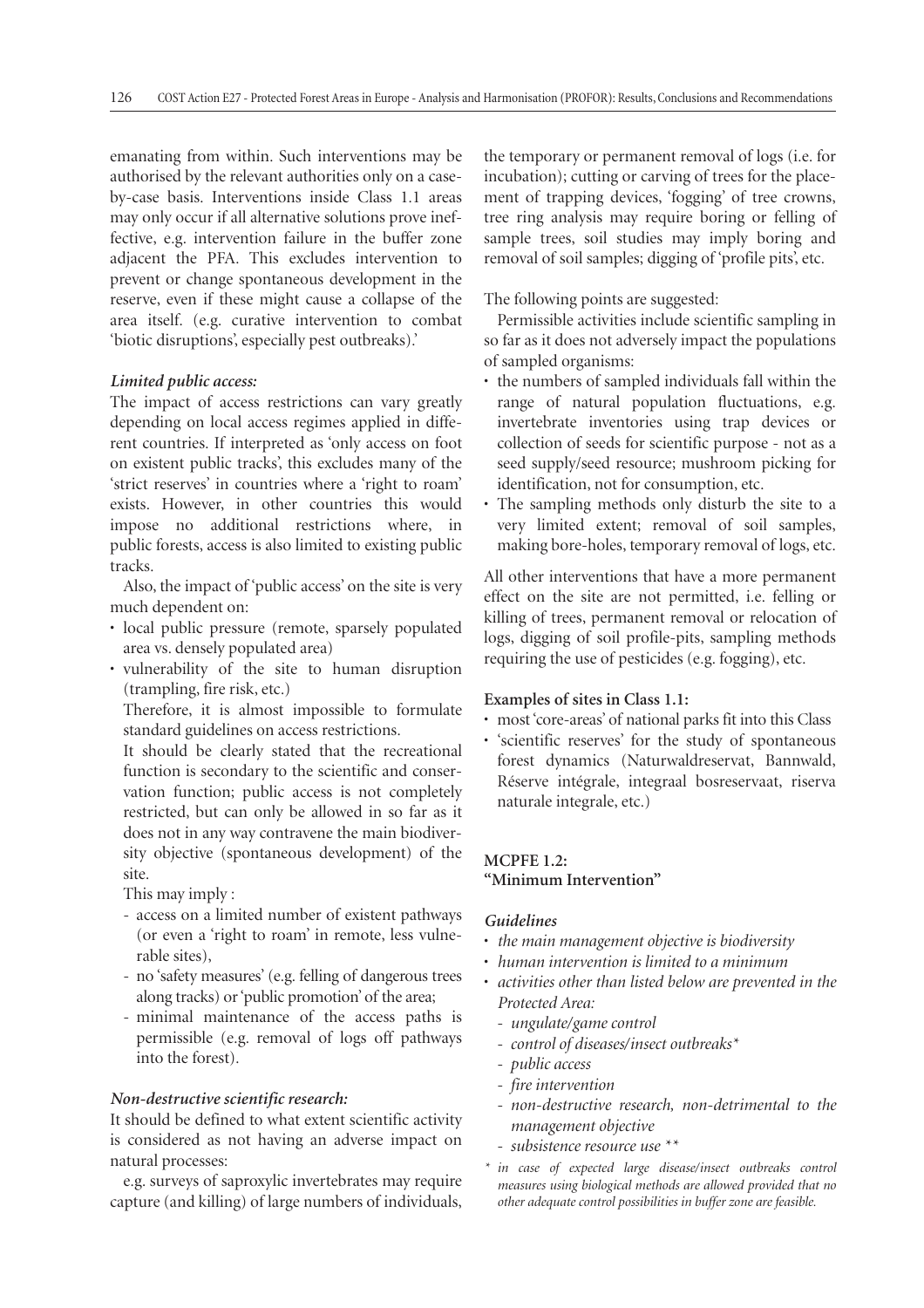emanating from within. Such interventions may be authorised by the relevant authorities only on a case-by-case basis. Interventions inside Class 1.1 areas may only occur if all alternative solutions prove ineffective, e.g. intervention failure in the buffer zone adjacent the PFA. This excludes intervention to prevent or change spontaneous development in the reserve, even if these might cause a collapse of the area itself. (e.g. curative intervention to combat 'biotic disruptions', especially pest outbreaks).'

***Limited public access:***

The impact of access restrictions can vary greatly depending on local access regimes applied in different countries. If interpreted as 'only access on foot on existent public tracks', this excludes many of the 'strict reserves' in countries where a 'right to roam' exists. However, in other countries this would impose no additional restrictions where, in public forests, access is also limited to existing public tracks.

Also, the impact of 'public access' on the site is very much dependent on:

- local public pressure (remote, sparsely populated area vs. densely populated area)
- vulnerability of the site to human disruption (trampling, fire risk, etc.)

  Therefore, it is almost impossible to formulate standard guidelines on access restrictions.

  It should be clearly stated that the recreational function is secondary to the scientific and conservation function; public access is not completely restricted, but can only be allowed in so far as it does not in any way contravene the main biodiversity objective (spontaneous development) of the site.

  This may imply :
  - access on a limited number of existent pathways (or even a 'right to roam' in remote, less vulnerable sites),
  - no 'safety measures' (e.g. felling of dangerous trees along tracks) or 'public promotion' of the area;
  - minimal maintenance of the access paths is permissible (e.g. removal of logs off pathways into the forest).

***Non-destructive scientific research:***

It should be defined to what extent scientific activity is considered as not having an adverse impact on natural processes:

e.g. surveys of saproxylic invertebrates may require capture (and killing) of large numbers of individuals, the temporary or permanent removal of logs (i.e. for incubation); cutting or carving of trees for the placement of trapping devices, 'fogging' of tree crowns, tree ring analysis may require boring or felling of sample trees, soil studies may imply boring and removal of soil samples; digging of 'profile pits', etc.

The following points are suggested:

Permissible activities include scientific sampling in so far as it does not adversely impact the populations of sampled organisms:

- the numbers of sampled individuals fall within the range of natural population fluctuations, e.g. invertebrate inventories using trap devices or collection of seeds for scientific purpose - not as a seed supply/seed resource; mushroom picking for identification, not for consumption, etc.
- The sampling methods only disturb the site to a very limited extent; removal of soil samples, making bore-holes, temporary removal of logs, etc.

All other interventions that have a more permanent effect on the site are not permitted, i.e. felling or killing of trees, permanent removal or relocation of logs, digging of soil profile-pits, sampling methods requiring the use of pesticides (e.g. fogging), etc.

**Examples of sites in Class 1.1:**

- most 'core-areas' of national parks fit into this Class
- 'scientific reserves' for the study of spontaneous forest dynamics (Naturwaldreservat, Bannwald, Réserve intégrale, integraal bosreservaat, riserva naturale integrale, etc.)

### MCPFE 1.2: "Minimum Intervention"

***Guidelines***

- *the main management objective is biodiversity*
- *human intervention is limited to a minimum*
- *activities other than listed below are prevented in the Protected Area:*
  - *ungulate/game control*
  - *control of diseases/insect outbreaks\**
  - *public access*
  - *fire intervention*
  - *non-destructive research, non-detrimental to the management objective*
  - *subsistence resource use \*\**

*\* in case of expected large disease/insect outbreaks control measures using biological methods are allowed provided that no other adequate control possibilities in buffer zone are feasible.*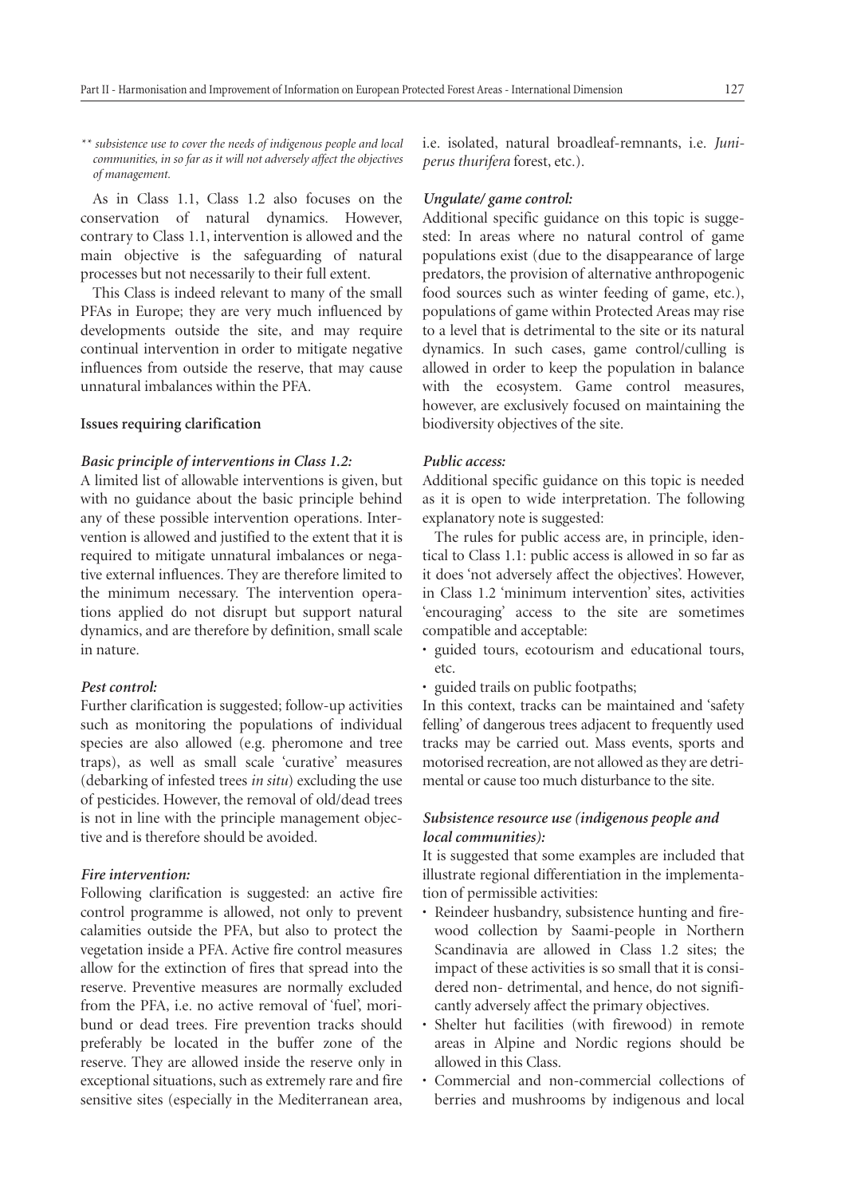*\*\* subsistence use to cover the needs of indigenous people and local communities, in so far as it will not adversely affect the objectives of management.*

As in Class 1.1, Class 1.2 also focuses on the conservation of natural dynamics. However, contrary to Class 1.1, intervention is allowed and the main objective is the safeguarding of natural processes but not necessarily to their full extent.

This Class is indeed relevant to many of the small PFAs in Europe; they are very much influenced by developments outside the site, and may require continual intervention in order to mitigate negative influences from outside the reserve, that may cause unnatural imbalances within the PFA.

**Issues requiring clarification**

***Basic principle of interventions in Class 1.2:***

A limited list of allowable interventions is given, but with no guidance about the basic principle behind any of these possible intervention operations. Intervention is allowed and justified to the extent that it is required to mitigate unnatural imbalances or negative external influences. They are therefore limited to the minimum necessary. The intervention operations applied do not disrupt but support natural dynamics, and are therefore by definition, small scale in nature.

***Pest control:***

Further clarification is suggested; follow-up activities such as monitoring the populations of individual species are also allowed (e.g. pheromone and tree traps), as well as small scale 'curative' measures (debarking of infested trees *in situ*) excluding the use of pesticides. However, the removal of old/dead trees is not in line with the principle management objective and is therefore should be avoided.

***Fire intervention:***

Following clarification is suggested: an active fire control programme is allowed, not only to prevent calamities outside the PFA, but also to protect the vegetation inside a PFA. Active fire control measures allow for the extinction of fires that spread into the reserve. Preventive measures are normally excluded from the PFA, i.e. no active removal of 'fuel', moribund or dead trees. Fire prevention tracks should preferably be located in the buffer zone of the reserve. They are allowed inside the reserve only in exceptional situations, such as extremely rare and fire sensitive sites (especially in the Mediterranean area, i.e. isolated, natural broadleaf-remnants, i.e. *Juniperus thurifera* forest, etc.).

***Ungulate/ game control:***

Additional specific guidance on this topic is suggested: In areas where no natural control of game populations exist (due to the disappearance of large predators, the provision of alternative anthropogenic food sources such as winter feeding of game, etc.), populations of game within Protected Areas may rise to a level that is detrimental to the site or its natural dynamics. In such cases, game control/culling is allowed in order to keep the population in balance with the ecosystem. Game control measures, however, are exclusively focused on maintaining the biodiversity objectives of the site.

***Public access:***

Additional specific guidance on this topic is needed as it is open to wide interpretation. The following explanatory note is suggested:

The rules for public access are, in principle, identical to Class 1.1: public access is allowed in so far as it does 'not adversely affect the objectives'. However, in Class 1.2 'minimum intervention' sites, activities 'encouraging' access to the site are sometimes compatible and acceptable:

- guided tours, ecotourism and educational tours, etc.
- guided trails on public footpaths;

In this context, tracks can be maintained and 'safety felling' of dangerous trees adjacent to frequently used tracks may be carried out. Mass events, sports and motorised recreation, are not allowed as they are detrimental or cause too much disturbance to the site.

***Subsistence resource use (indigenous people and local communities):***

It is suggested that some examples are included that illustrate regional differentiation in the implementation of permissible activities:

- Reindeer husbandry, subsistence hunting and firewood collection by Saami-people in Northern Scandinavia are allowed in Class 1.2 sites; the impact of these activities is so small that it is considered non- detrimental, and hence, do not significantly adversely affect the primary objectives.
- Shelter hut facilities (with firewood) in remote areas in Alpine and Nordic regions should be allowed in this Class.
- Commercial and non-commercial collections of berries and mushrooms by indigenous and local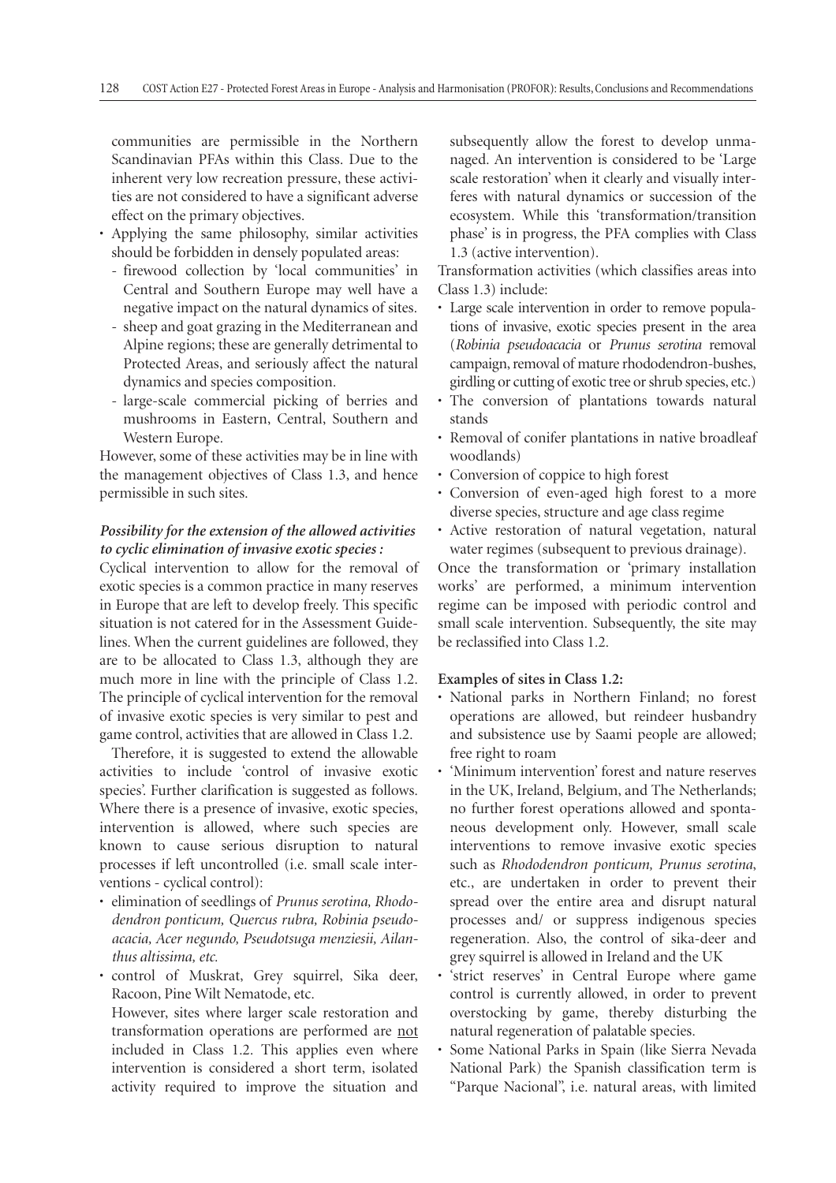communities are permissible in the Northern Scandinavian PFAs within this Class. Due to the inherent very low recreation pressure, these activities are not considered to have a significant adverse effect on the primary objectives.

- Applying the same philosophy, similar activities should be forbidden in densely populated areas:
  - firewood collection by 'local communities' in Central and Southern Europe may well have a negative impact on the natural dynamics of sites.
  - sheep and goat grazing in the Mediterranean and Alpine regions; these are generally detrimental to Protected Areas, and seriously affect the natural dynamics and species composition.
  - large-scale commercial picking of berries and mushrooms in Eastern, Central, Southern and Western Europe.

However, some of these activities may be in line with the management objectives of Class 1.3, and hence permissible in such sites.

***Possibility for the extension of the allowed activities to cyclic elimination of invasive exotic species :***

Cyclical intervention to allow for the removal of exotic species is a common practice in many reserves in Europe that are left to develop freely. This specific situation is not catered for in the Assessment Guidelines. When the current guidelines are followed, they are to be allocated to Class 1.3, although they are much more in line with the principle of Class 1.2. The principle of cyclical intervention for the removal of invasive exotic species is very similar to pest and game control, activities that are allowed in Class 1.2.

Therefore, it is suggested to extend the allowable activities to include 'control of invasive exotic species'. Further clarification is suggested as follows. Where there is a presence of invasive, exotic species, intervention is allowed, where such species are known to cause serious disruption to natural processes if left uncontrolled (i.e. small scale interventions - cyclical control):

- elimination of seedlings of *Prunus serotina, Rhododendron ponticum, Quercus rubra, Robinia pseudoacacia, Acer negundo, Pseudotsuga menziesii, Ailanthus altissima, etc.*
- control of Muskrat, Grey squirrel, Sika deer, Racoon, Pine Wilt Nematode, etc.

  However, sites where larger scale restoration and transformation operations are performed are not included in Class 1.2. This applies even where intervention is considered a short term, isolated activity required to improve the situation and subsequently allow the forest to develop unmanaged. An intervention is considered to be 'Large scale restoration' when it clearly and visually interferes with natural dynamics or succession of the ecosystem. While this 'transformation/transition phase' is in progress, the PFA complies with Class 1.3 (active intervention).

Transformation activities (which classifies areas into Class 1.3) include:

- Large scale intervention in order to remove populations of invasive, exotic species present in the area (*Robinia pseudoacacia* or *Prunus serotina* removal campaign, removal of mature rhododendron-bushes, girdling or cutting of exotic tree or shrub species, etc.)
- The conversion of plantations towards natural stands
- Removal of conifer plantations in native broadleaf woodlands)
- Conversion of coppice to high forest
- Conversion of even-aged high forest to a more diverse species, structure and age class regime
- Active restoration of natural vegetation, natural water regimes (subsequent to previous drainage).

Once the transformation or 'primary installation works' are performed, a minimum intervention regime can be imposed with periodic control and small scale intervention. Subsequently, the site may be reclassified into Class 1.2.

**Examples of sites in Class 1.2:**

- National parks in Northern Finland; no forest operations are allowed, but reindeer husbandry and subsistence use by Saami people are allowed; free right to roam
- 'Minimum intervention' forest and nature reserves in the UK, Ireland, Belgium, and The Netherlands; no further forest operations allowed and spontaneous development only. However, small scale interventions to remove invasive exotic species such as *Rhododendron ponticum, Prunus serotina*, etc., are undertaken in order to prevent their spread over the entire area and disrupt natural processes and/ or suppress indigenous species regeneration. Also, the control of sika-deer and grey squirrel is allowed in Ireland and the UK
- 'strict reserves' in Central Europe where game control is currently allowed, in order to prevent overstocking by game, thereby disturbing the natural regeneration of palatable species.
- Some National Parks in Spain (like Sierra Nevada National Park) the Spanish classification term is "Parque Nacional", i.e. natural areas, with limited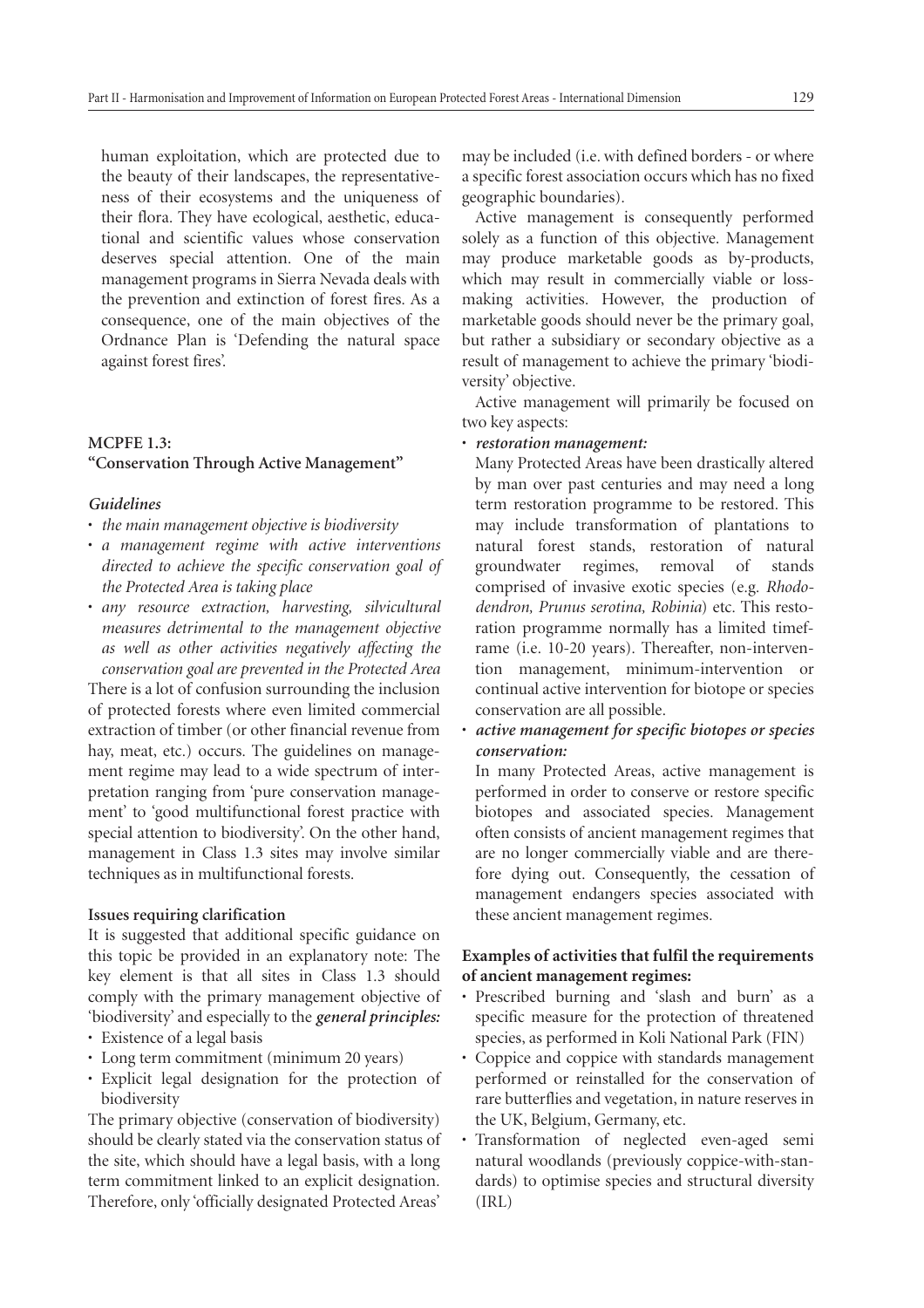human exploitation, which are protected due to the beauty of their landscapes, the representativeness of their ecosystems and the uniqueness of their flora. They have ecological, aesthetic, educational and scientific values whose conservation deserves special attention. One of the main management programs in Sierra Nevada deals with the prevention and extinction of forest fires. As a consequence, one of the main objectives of the Ordnance Plan is 'Defending the natural space against forest fires'.

### MCPFE 1.3: "Conservation Through Active Management"

***Guidelines***

- *the main management objective is biodiversity*
- *a management regime with active interventions directed to achieve the specific conservation goal of the Protected Area is taking place*
- *any resource extraction, harvesting, silvicultural measures detrimental to the management objective as well as other activities negatively affecting the conservation goal are prevented in the Protected Area*

There is a lot of confusion surrounding the inclusion of protected forests where even limited commercial extraction of timber (or other financial revenue from hay, meat, etc.) occurs. The guidelines on management regime may lead to a wide spectrum of interpretation ranging from 'pure conservation management' to 'good multifunctional forest practice with special attention to biodiversity'. On the other hand, management in Class 1.3 sites may involve similar techniques as in multifunctional forests.

**Issues requiring clarification**

It is suggested that additional specific guidance on this topic be provided in an explanatory note: The key element is that all sites in Class 1.3 should comply with the primary management objective of 'biodiversity' and especially to the ***general principles:***

- Existence of a legal basis
- Long term commitment (minimum 20 years)
- Explicit legal designation for the protection of biodiversity

The primary objective (conservation of biodiversity) should be clearly stated via the conservation status of the site, which should have a legal basis, with a long term commitment linked to an explicit designation. Therefore, only 'officially designated Protected Areas' may be included (i.e. with defined borders - or where a specific forest association occurs which has no fixed geographic boundaries).

Active management is consequently performed solely as a function of this objective. Management may produce marketable goods as by-products, which may result in commercially viable or loss-making activities. However, the production of marketable goods should never be the primary goal, but rather a subsidiary or secondary objective as a result of management to achieve the primary 'biodiversity' objective.

Active management will primarily be focused on two key aspects:

- ***restoration management:***
  Many Protected Areas have been drastically altered by man over past centuries and may need a long term restoration programme to be restored. This may include transformation of plantations to natural forest stands, restoration of natural groundwater regimes, removal of stands comprised of invasive exotic species (e.g. *Rhododendron, Prunus serotina, Robinia*) etc. This restoration programme normally has a limited timeframe (i.e. 10-20 years). Thereafter, non-intervention management, minimum-intervention or continual active intervention for biotope or species conservation are all possible.
- ***active management for specific biotopes or species conservation:***
  In many Protected Areas, active management is performed in order to conserve or restore specific biotopes and associated species. Management often consists of ancient management regimes that are no longer commercially viable and are therefore dying out. Consequently, the cessation of management endangers species associated with these ancient management regimes.

**Examples of activities that fulfil the requirements of ancient management regimes:**

- Prescribed burning and 'slash and burn' as a specific measure for the protection of threatened species, as performed in Koli National Park (FIN)
- Coppice and coppice with standards management performed or reinstalled for the conservation of rare butterflies and vegetation, in nature reserves in the UK, Belgium, Germany, etc.
- Transformation of neglected even-aged semi natural woodlands (previously coppice-with-standards) to optimise species and structural diversity (IRL)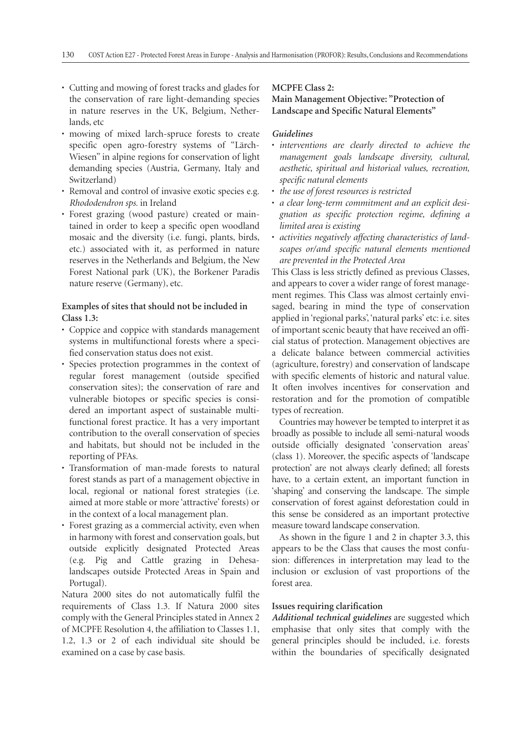- Cutting and mowing of forest tracks and glades for the conservation of rare light-demanding species in nature reserves in the UK, Belgium, Netherlands, etc
- mowing of mixed larch-spruce forests to create specific open agro-forestry systems of "Lärch-Wiesen" in alpine regions for conservation of light demanding species (Austria, Germany, Italy and Switzerland)
- Removal and control of invasive exotic species e.g. *Rhododendron sps.* in Ireland
- Forest grazing (wood pasture) created or maintained in order to keep a specific open woodland mosaic and the diversity (i.e. fungi, plants, birds, etc.) associated with it, as performed in nature reserves in the Netherlands and Belgium, the New Forest National park (UK), the Borkener Paradis nature reserve (Germany), etc.

**Examples of sites that should not be included in Class 1.3:**

- Coppice and coppice with standards management systems in multifunctional forests where a specified conservation status does not exist.
- Species protection programmes in the context of regular forest management (outside specified conservation sites); the conservation of rare and vulnerable biotopes or specific species is considered an important aspect of sustainable multifunctional forest practice. It has a very important contribution to the overall conservation of species and habitats, but should not be included in the reporting of PFAs.
- Transformation of man-made forests to natural forest stands as part of a management objective in local, regional or national forest strategies (i.e. aimed at more stable or more 'attractive' forests) or in the context of a local management plan.
- Forest grazing as a commercial activity, even when in harmony with forest and conservation goals, but outside explicitly designated Protected Areas (e.g. Pig and Cattle grazing in Dehesa-landscapes outside Protected Areas in Spain and Portugal).

Natura 2000 sites do not automatically fulfil the requirements of Class 1.3. If Natura 2000 sites comply with the General Principles stated in Annex 2 of MCPFE Resolution 4, the affiliation to Classes 1.1, 1.2, 1.3 or 2 of each individual site should be examined on a case by case basis.

**MCPFE Class 2:**
**Main Management Objective: "Protection of Landscape and Specific Natural Elements"**

***Guidelines***

- *interventions are clearly directed to achieve the management goals landscape diversity, cultural, aesthetic, spiritual and historical values, recreation, specific natural elements*
- *the use of forest resources is restricted*
- *a clear long-term commitment and an explicit designation as specific protection regime, defining a limited area is existing*
- *activities negatively affecting characteristics of landscapes or/and specific natural elements mentioned are prevented in the Protected Area*

This Class is less strictly defined as previous Classes, and appears to cover a wider range of forest management regimes. This Class was almost certainly envisaged, bearing in mind the type of conservation applied in 'regional parks', 'natural parks' etc: i.e. sites of important scenic beauty that have received an official status of protection. Management objectives are a delicate balance between commercial activities (agriculture, forestry) and conservation of landscape with specific elements of historic and natural value. It often involves incentives for conservation and restoration and for the promotion of compatible types of recreation.

Countries may however be tempted to interpret it as broadly as possible to include all semi-natural woods outside officially designated 'conservation areas' (class 1). Moreover, the specific aspects of 'landscape protection' are not always clearly defined; all forests have, to a certain extent, an important function in 'shaping' and conserving the landscape. The simple conservation of forest against deforestation could in this sense be considered as an important protective measure toward landscape conservation.

As shown in the figure 1 and 2 in chapter 3.3, this appears to be the Class that causes the most confusion: differences in interpretation may lead to the inclusion or exclusion of vast proportions of the forest area.

**Issues requiring clarification**

***Additional technical guidelines*** are suggested which emphasise that only sites that comply with the general principles should be included, i.e. forests within the boundaries of specifically designated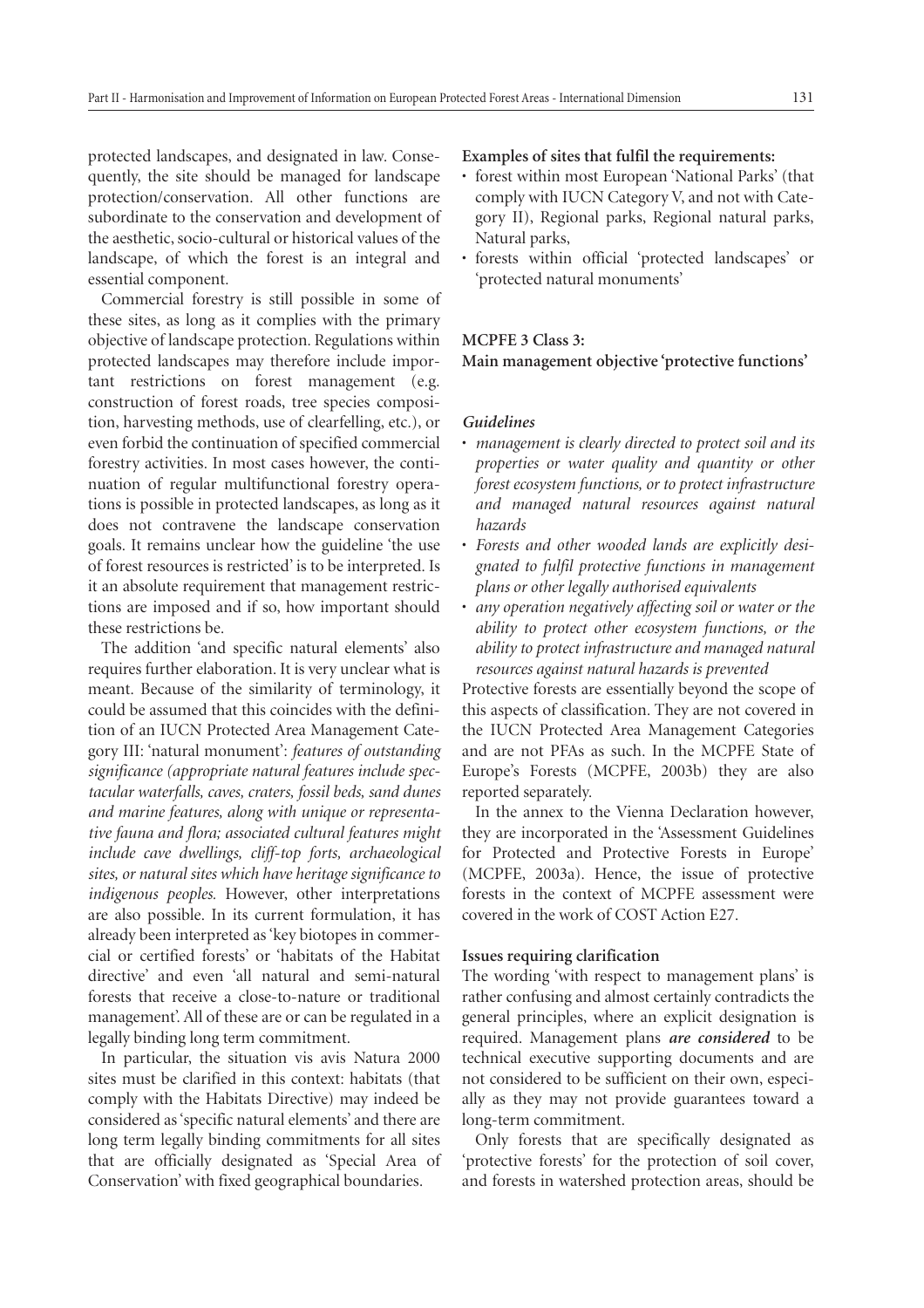protected landscapes, and designated in law. Consequently, the site should be managed for landscape protection/conservation. All other functions are subordinate to the conservation and development of the aesthetic, socio-cultural or historical values of the landscape, of which the forest is an integral and essential component.

Commercial forestry is still possible in some of these sites, as long as it complies with the primary objective of landscape protection. Regulations within protected landscapes may therefore include important restrictions on forest management (e.g. construction of forest roads, tree species composition, harvesting methods, use of clearfelling, etc.), or even forbid the continuation of specified commercial forestry activities. In most cases however, the continuation of regular multifunctional forestry operations is possible in protected landscapes, as long as it does not contravene the landscape conservation goals. It remains unclear how the guideline 'the use of forest resources is restricted' is to be interpreted. Is it an absolute requirement that management restrictions are imposed and if so, how important should these restrictions be.

The addition 'and specific natural elements' also requires further elaboration. It is very unclear what is meant. Because of the similarity of terminology, it could be assumed that this coincides with the definition of an IUCN Protected Area Management Category III: 'natural monument': *features of outstanding significance (appropriate natural features include spectacular waterfalls, caves, craters, fossil beds, sand dunes and marine features, along with unique or representative fauna and flora; associated cultural features might include cave dwellings, cliff-top forts, archaeological sites, or natural sites which have heritage significance to indigenous peoples.* However, other interpretations are also possible. In its current formulation, it has already been interpreted as 'key biotopes in commercial or certified forests' or 'habitats of the Habitat directive' and even 'all natural and semi-natural forests that receive a close-to-nature or traditional management'. All of these are or can be regulated in a legally binding long term commitment.

In particular, the situation vis avis Natura 2000 sites must be clarified in this context: habitats (that comply with the Habitats Directive) may indeed be considered as 'specific natural elements' and there are long term legally binding commitments for all sites that are officially designated as 'Special Area of Conservation' with fixed geographical boundaries.

**Examples of sites that fulfil the requirements:**

- forest within most European 'National Parks' (that comply with IUCN Category V, and not with Category II), Regional parks, Regional natural parks, Natural parks,
- forests within official 'protected landscapes' or 'protected natural monuments'

#### MCPFE 3 Class 3: Main management objective 'protective functions'

***Guidelines***

- *management is clearly directed to protect soil and its properties or water quality and quantity or other forest ecosystem functions, or to protect infrastructure and managed natural resources against natural hazards*
- *Forests and other wooded lands are explicitly designated to fulfil protective functions in management plans or other legally authorised equivalents*
- *any operation negatively affecting soil or water or the ability to protect other ecosystem functions, or the ability to protect infrastructure and managed natural resources against natural hazards is prevented*

Protective forests are essentially beyond the scope of this aspects of classification. They are not covered in the IUCN Protected Area Management Categories and are not PFAs as such. In the MCPFE State of Europe's Forests (MCPFE, 2003b) they are also reported separately.

In the annex to the Vienna Declaration however, they are incorporated in the 'Assessment Guidelines for Protected and Protective Forests in Europe' (MCPFE, 2003a). Hence, the issue of protective forests in the context of MCPFE assessment were covered in the work of COST Action E27.

**Issues requiring clarification**

The wording 'with respect to management plans' is rather confusing and almost certainly contradicts the general principles, where an explicit designation is required. Management plans ***are considered*** to be technical executive supporting documents and are not considered to be sufficient on their own, especially as they may not provide guarantees toward a long-term commitment.

Only forests that are specifically designated as 'protective forests' for the protection of soil cover, and forests in watershed protection areas, should be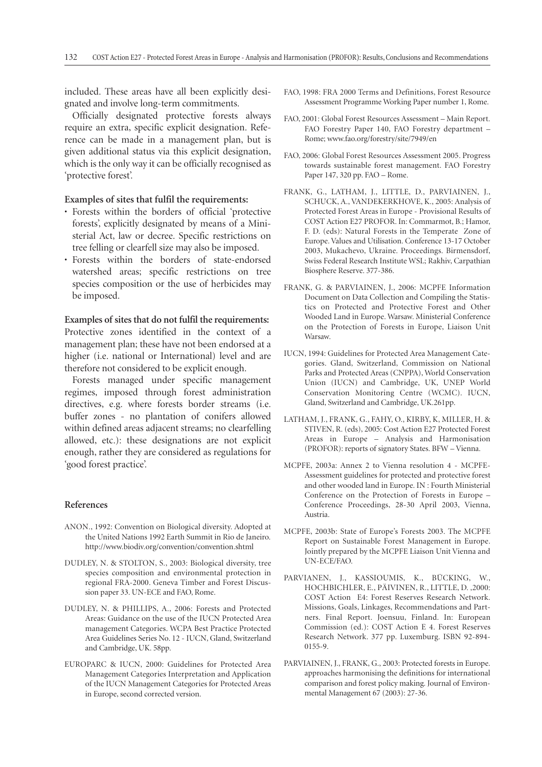included. These areas have all been explicitly designated and involve long-term commitments.

Officially designated protective forests always require an extra, specific explicit designation. Reference can be made in a management plan, but is given additional status via this explicit designation, which is the only way it can be officially recognised as 'protective forest'.

**Examples of sites that fulfil the requirements:**

- Forests within the borders of official 'protective forests', explicitly designated by means of a Ministerial Act, law or decree. Specific restrictions on tree felling or clearfell size may also be imposed.
- Forests within the borders of state-endorsed watershed areas; specific restrictions on tree species composition or the use of herbicides may be imposed.

**Examples of sites that do not fulfil the requirements:**

Protective zones identified in the context of a management plan; these have not been endorsed at a higher (i.e. national or International) level and are therefore not considered to be explicit enough.

Forests managed under specific management regimes, imposed through forest administration directives, e.g. where forests border streams (i.e. buffer zones - no plantation of conifers allowed within defined areas adjacent streams; no clearfelling allowed, etc.): these designations are not explicit enough, rather they are considered as regulations for 'good forest practice'.

## References

ANON., 1992: Convention on Biological diversity. Adopted at the United Nations 1992 Earth Summit in Rio de Janeiro. http://www.biodiv.org/convention/convention.shtml

DUDLEY, N. & STOLTON, S., 2003: Biological diversity, tree species composition and environmental protection in regional FRA-2000. Geneva Timber and Forest Discussion paper 33. UN-ECE and FAO, Rome.

DUDLEY, N. & PHILLIPS, A., 2006: Forests and Protected Areas: Guidance on the use of the IUCN Protected Area management Categories. WCPA Best Practice Protected Area Guidelines Series No. 12 - IUCN, Gland, Switzerland and Cambridge, UK. 58pp.

EUROPARC & IUCN, 2000: Guidelines for Protected Area Management Categories Interpretation and Application of the IUCN Management Categories for Protected Areas in Europe, second corrected version.

FAO, 1998: FRA 2000 Terms and Definitions, Forest Resource Assessment Programme Working Paper number 1, Rome.

FAO, 2001: Global Forest Resources Assessment – Main Report. FAO Forestry Paper 140, FAO Forestry department – Rome; www.fao.org/forestry/site/7949/en

FAO, 2006: Global Forest Resources Assessment 2005. Progress towards sustainable forest management. FAO Forestry Paper 147, 320 pp. FAO – Rome.

FRANK, G., LATHAM, J., LITTLE, D., PARVIAINEN, J., SCHUCK, A., VANDEKERKHOVE, K., 2005: Analysis of Protected Forest Areas in Europe - Provisional Results of COST Action E27 PROFOR. In: Commarmot, B.; Hamor, F. D. (eds): Natural Forests in the Temperate Zone of Europe. Values and Utilisation. Conference 13-17 October 2003, Mukachevo, Ukraine. Proceedings. Birmensdorf, Swiss Federal Research Institute WSL; Rakhiv, Carpathian Biosphere Reserve. 377-386.

FRANK, G. & PARVIAINEN, J., 2006: MCPFE Information Document on Data Collection and Compiling the Statistics on Protected and Protective Forest and Other Wooded Land in Europe. Warsaw. Ministerial Conference on the Protection of Forests in Europe, Liaison Unit Warsaw.

IUCN, 1994: Guidelines for Protected Area Management Categories. Gland, Switzerland, Commission on National Parks and Protected Areas (CNPPA), World Conservation Union (IUCN) and Cambridge, UK, UNEP World Conservation Monitoring Centre (WCMC). IUCN, Gland, Switzerland and Cambridge, UK.261pp.

LATHAM, J., FRANK, G., FAHY, O., KIRBY, K, MILLER, H. & STIVEN, R. (eds), 2005: Cost Action E27 Protected Forest Areas in Europe – Analysis and Harmonisation (PROFOR): reports of signatory States. BFW – Vienna.

MCPFE, 2003a: Annex 2 to Vienna resolution 4 - MCPFE-Assessment guidelines for protected and protective forest and other wooded land in Europe. IN : Fourth Ministerial Conference on the Protection of Forests in Europe – Conference Proceedings, 28-30 April 2003, Vienna, Austria.

MCPFE, 2003b: State of Europe's Forests 2003. The MCPFE Report on Sustainable Forest Management in Europe. Jointly prepared by the MCPFE Liaison Unit Vienna and UN-ECE/FAO.

PARVIAINEN, J., KASSIOUMIS, K., BÜCKING, W., HOCHBICHLER, E., PÄIVINEN, R., LITTLE, D. ,2000: COST Action E4: Forest Reserves Research Network. Missions, Goals, Linkages, Recommendations and Partners. Final Report. Joensuu, Finland. In: European Commission (ed.): COST Action E 4. Forest Reserves Research Network. 377 pp. Luxemburg. ISBN 92-894-0155-9.

PARVIAINEN, J., FRANK, G., 2003: Protected forests in Europe. approaches harmonising the definitions for international comparison and forest policy making. Journal of Environmental Management 67 (2003): 27-36.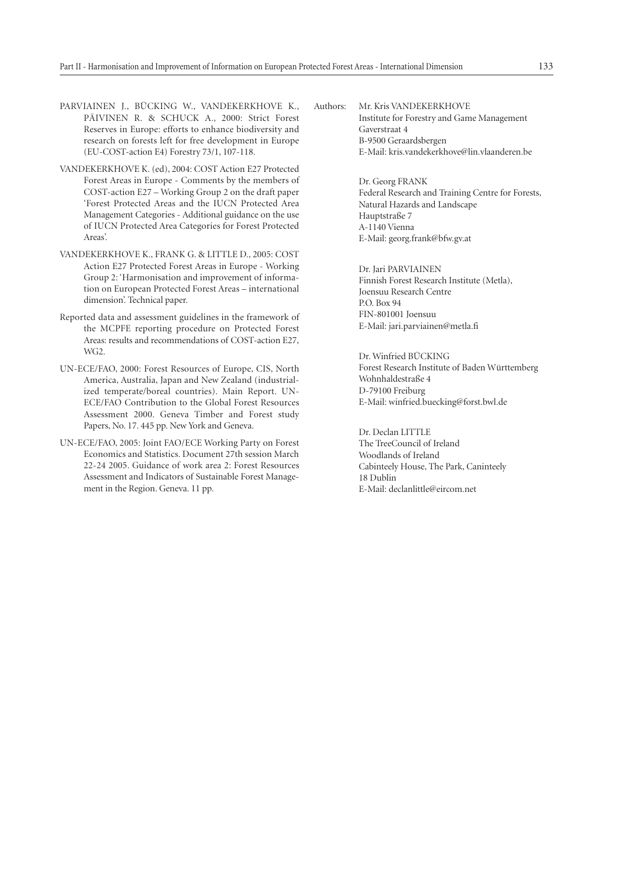PARVIAINEN J., BÜCKING W., VANDEKERKHOVE K., PÄIVINEN R. & SCHUCK A., 2000: Strict Forest Reserves in Europe: efforts to enhance biodiversity and research on forests left for free development in Europe (EU-COST-action E4) Forestry 73/1, 107-118.

VANDEKERKHOVE K. (ed), 2004: COST Action E27 Protected Forest Areas in Europe - Comments by the members of COST-action E27 – Working Group 2 on the draft paper 'Forest Protected Areas and the IUCN Protected Area Management Categories - Additional guidance on the use of IUCN Protected Area Categories for Forest Protected Areas'.

VANDEKERKHOVE K., FRANK G. & LITTLE D., 2005: COST Action E27 Protected Forest Areas in Europe - Working Group 2: 'Harmonisation and improvement of information on European Protected Forest Areas – international dimension'. Technical paper.

Reported data and assessment guidelines in the framework of the MCPFE reporting procedure on Protected Forest Areas: results and recommendations of COST-action E27, WG2.

UN-ECE/FAO, 2000: Forest Resources of Europe, CIS, North America, Australia, Japan and New Zealand (industrialized temperate/boreal countries). Main Report. UN-ECE/FAO Contribution to the Global Forest Resources Assessment 2000. Geneva Timber and Forest study Papers, No. 17. 445 pp. New York and Geneva.

UN-ECE/FAO, 2005: Joint FAO/ECE Working Party on Forest Economics and Statistics. Document 27th session March 22-24 2005. Guidance of work area 2: Forest Resources Assessment and Indicators of Sustainable Forest Management in the Region. Geneva. 11 pp.

Authors:

Mr. Kris VANDEKERKHOVE
Institute for Forestry and Game Management
Gaverstraat 4
B-9500 Geraardsbergen
E-Mail: kris.vandekerkhove@lin.vlaanderen.be

Dr. Georg FRANK
Federal Research and Training Centre for Forests, Natural Hazards and Landscape
Hauptstraße 7
A-1140 Vienna
E-Mail: georg.frank@bfw.gv.at

Dr. Jari PARVIAINEN
Finnish Forest Research Institute (Metla), Joensuu Research Centre
P.O. Box 94
FIN-801001 Joensuu
E-Mail: jari.parviainen@metla.fi

Dr. Winfried BÜCKING
Forest Research Institute of Baden Württemberg
Wohnhaldestraße 4
D-79100 Freiburg
E-Mail: winfried.buecking@forst.bwl.de

Dr. Declan LITTLE
The TreeCouncil of Ireland
Woodlands of Ireland
Cabinteely House, The Park, Caninteely
18 Dublin
E-Mail: declanlittle@eircom.net